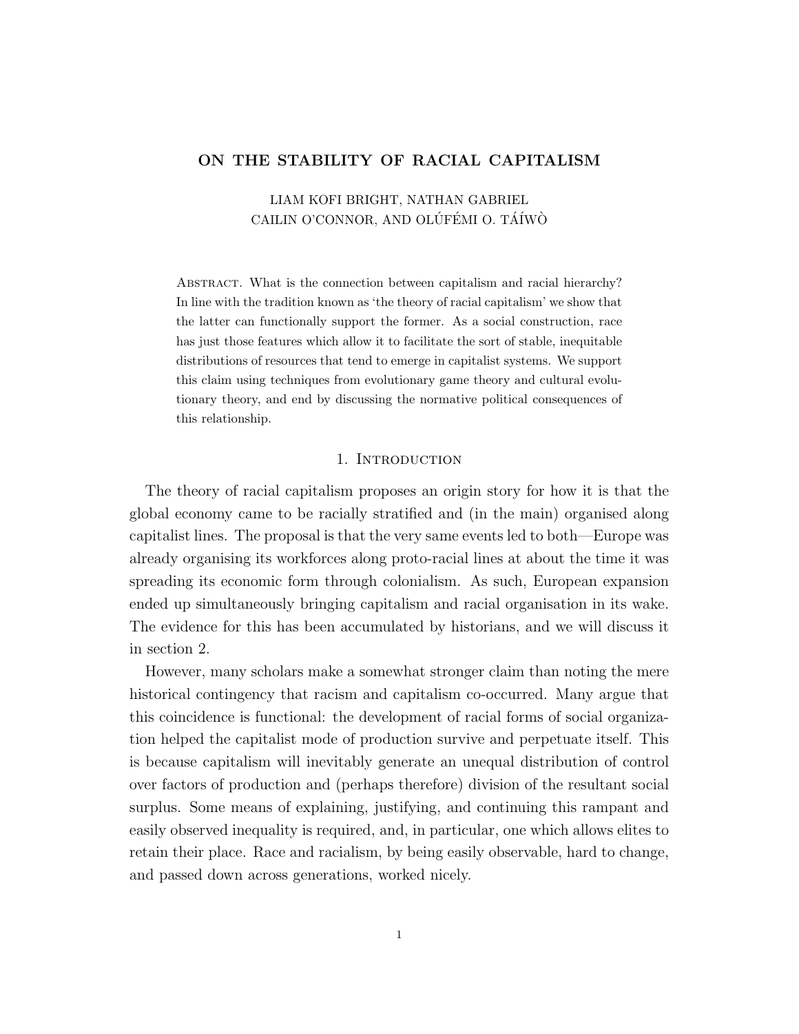# ON THE STABILITY OF RACIAL CAPITALISM

LIAM KOFI BRIGHT, NATHAN GABRIEL
CAILIN O'CONNOR, AND OLÚFÉMI O. TÁÍWÒ

Abstract. What is the connection between capitalism and racial hierarchy? In line with the tradition known as 'the theory of racial capitalism' we show that the latter can functionally support the former. As a social construction, race has just those features which allow it to facilitate the sort of stable, inequitable distributions of resources that tend to emerge in capitalist systems. We support this claim using techniques from evolutionary game theory and cultural evolutionary theory, and end by discussing the normative political consequences of this relationship.

## 1. Introduction

The theory of racial capitalism proposes an origin story for how it is that the global economy came to be racially stratified and (in the main) organised along capitalist lines. The proposal is that the very same events led to both—Europe was already organising its workforces along proto-racial lines at about the time it was spreading its economic form through colonialism. As such, European expansion ended up simultaneously bringing capitalism and racial organisation in its wake. The evidence for this has been accumulated by historians, and we will discuss it in section 2.

However, many scholars make a somewhat stronger claim than noting the mere historical contingency that racism and capitalism co-occurred. Many argue that this coincidence is functional: the development of racial forms of social organization helped the capitalist mode of production survive and perpetuate itself. This is because capitalism will inevitably generate an unequal distribution of control over factors of production and (perhaps therefore) division of the resultant social surplus. Some means of explaining, justifying, and continuing this rampant and easily observed inequality is required, and, in particular, one which allows elites to retain their place. Race and racialism, by being easily observable, hard to change, and passed down across generations, worked nicely.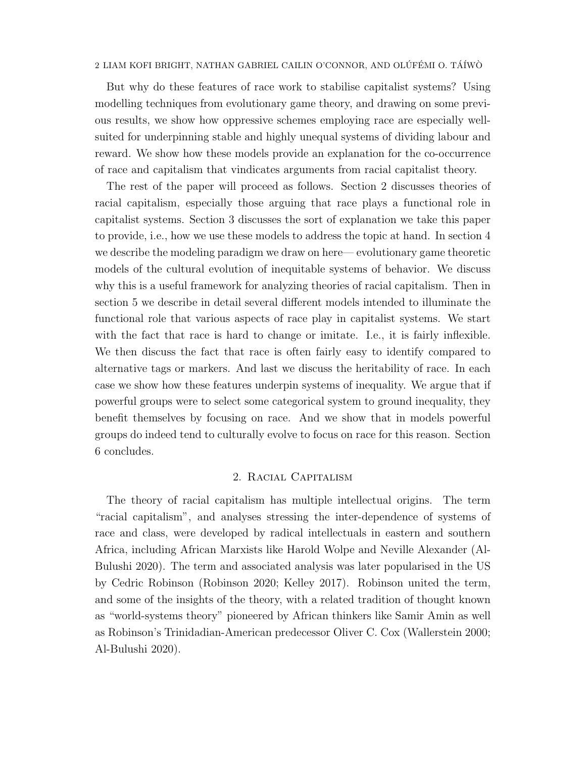But why do these features of race work to stabilise capitalist systems? Using modelling techniques from evolutionary game theory, and drawing on some previous results, we show how oppressive schemes employing race are especially well-suited for underpinning stable and highly unequal systems of dividing labour and reward. We show how these models provide an explanation for the co-occurrence of race and capitalism that vindicates arguments from racial capitalist theory.

The rest of the paper will proceed as follows. Section 2 discusses theories of racial capitalism, especially those arguing that race plays a functional role in capitalist systems. Section 3 discusses the sort of explanation we take this paper to provide, i.e., how we use these models to address the topic at hand. In section 4 we describe the modeling paradigm we draw on here— evolutionary game theoretic models of the cultural evolution of inequitable systems of behavior. We discuss why this is a useful framework for analyzing theories of racial capitalism. Then in section 5 we describe in detail several different models intended to illuminate the functional role that various aspects of race play in capitalist systems. We start with the fact that race is hard to change or imitate. I.e., it is fairly inflexible. We then discuss the fact that race is often fairly easy to identify compared to alternative tags or markers. And last we discuss the heritability of race. In each case we show how these features underpin systems of inequality. We argue that if powerful groups were to select some categorical system to ground inequality, they benefit themselves by focusing on race. And we show that in models powerful groups do indeed tend to culturally evolve to focus on race for this reason. Section 6 concludes.

## 2. Racial Capitalism

The theory of racial capitalism has multiple intellectual origins. The term "racial capitalism", and analyses stressing the inter-dependence of systems of race and class, were developed by radical intellectuals in eastern and southern Africa, including African Marxists like Harold Wolpe and Neville Alexander (Al-Bulushi 2020). The term and associated analysis was later popularised in the US by Cedric Robinson (Robinson 2020; Kelley 2017). Robinson united the term, and some of the insights of the theory, with a related tradition of thought known as "world-systems theory" pioneered by African thinkers like Samir Amin as well as Robinson's Trinidadian-American predecessor Oliver C. Cox (Wallerstein 2000; Al-Bulushi 2020).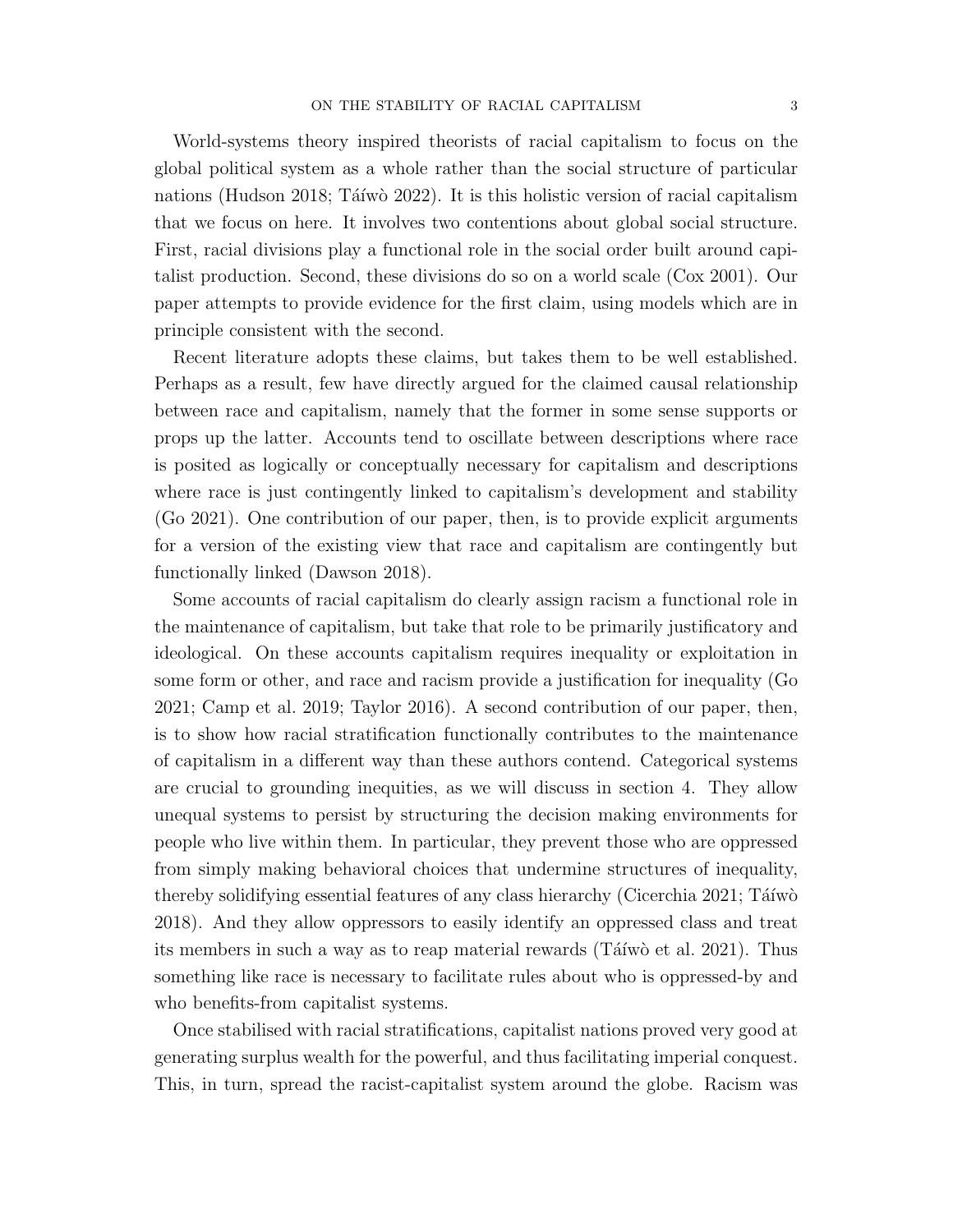World-systems theory inspired theorists of racial capitalism to focus on the global political system as a whole rather than the social structure of particular nations (Hudson 2018; Táíwò 2022). It is this holistic version of racial capitalism that we focus on here. It involves two contentions about global social structure. First, racial divisions play a functional role in the social order built around capitalist production. Second, these divisions do so on a world scale (Cox 2001). Our paper attempts to provide evidence for the first claim, using models which are in principle consistent with the second.

Recent literature adopts these claims, but takes them to be well established. Perhaps as a result, few have directly argued for the claimed causal relationship between race and capitalism, namely that the former in some sense supports or props up the latter. Accounts tend to oscillate between descriptions where race is posited as logically or conceptually necessary for capitalism and descriptions where race is just contingently linked to capitalism's development and stability (Go 2021). One contribution of our paper, then, is to provide explicit arguments for a version of the existing view that race and capitalism are contingently but functionally linked (Dawson 2018).

Some accounts of racial capitalism do clearly assign racism a functional role in the maintenance of capitalism, but take that role to be primarily justificatory and ideological. On these accounts capitalism requires inequality or exploitation in some form or other, and race and racism provide a justification for inequality (Go 2021; Camp et al. 2019; Taylor 2016). A second contribution of our paper, then, is to show how racial stratification functionally contributes to the maintenance of capitalism in a different way than these authors contend. Categorical systems are crucial to grounding inequities, as we will discuss in section 4. They allow unequal systems to persist by structuring the decision making environments for people who live within them. In particular, they prevent those who are oppressed from simply making behavioral choices that undermine structures of inequality, thereby solidifying essential features of any class hierarchy (Cicerchia 2021; Táíwò 2018). And they allow oppressors to easily identify an oppressed class and treat its members in such a way as to reap material rewards (Táíwò et al. 2021). Thus something like race is necessary to facilitate rules about who is oppressed-by and who benefits-from capitalist systems.

Once stabilised with racial stratifications, capitalist nations proved very good at generating surplus wealth for the powerful, and thus facilitating imperial conquest. This, in turn, spread the racist-capitalist system around the globe. Racism was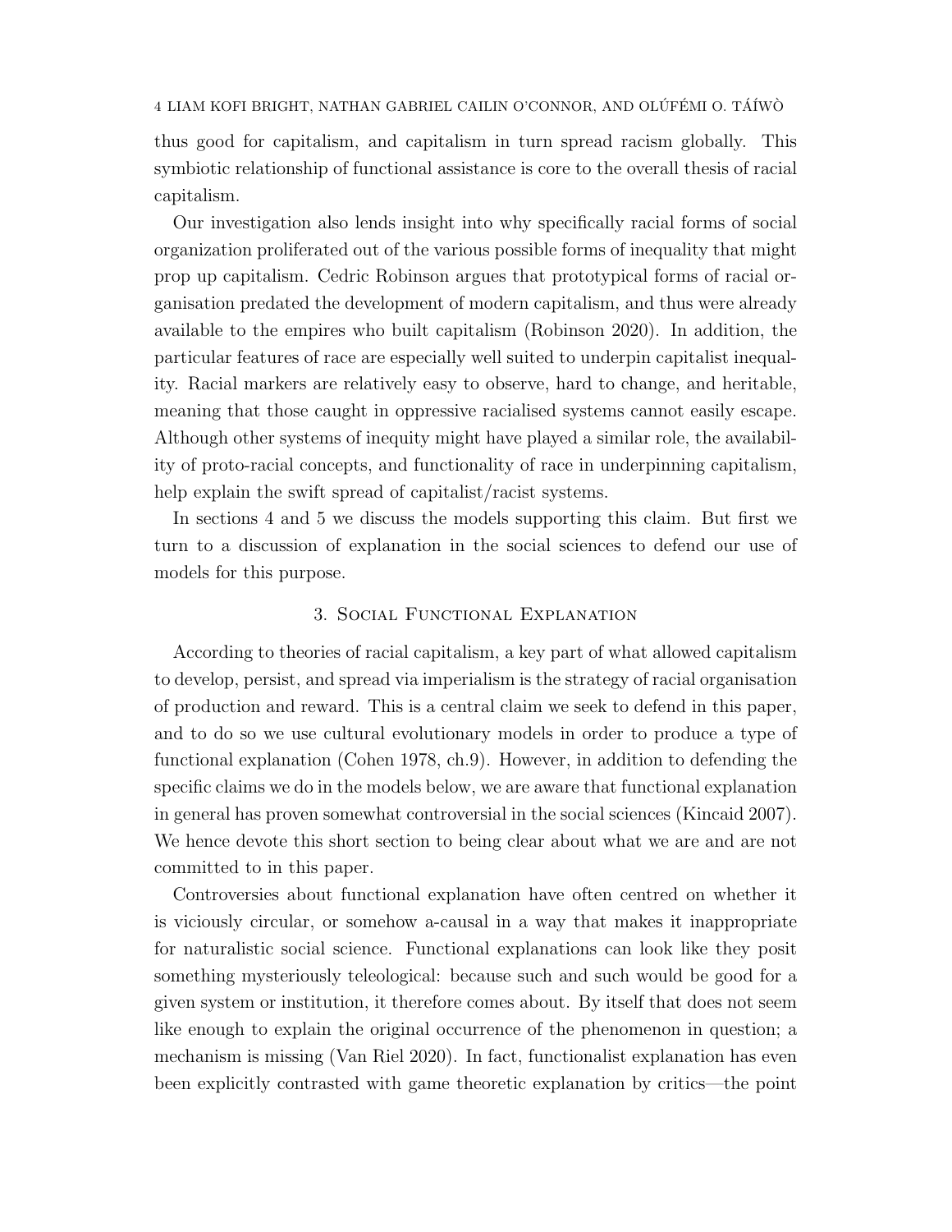thus good for capitalism, and capitalism in turn spread racism globally. This symbiotic relationship of functional assistance is core to the overall thesis of racial capitalism.

Our investigation also lends insight into why specifically racial forms of social organization proliferated out of the various possible forms of inequality that might prop up capitalism. Cedric Robinson argues that prototypical forms of racial organisation predated the development of modern capitalism, and thus were already available to the empires who built capitalism (Robinson 2020). In addition, the particular features of race are especially well suited to underpin capitalist inequality. Racial markers are relatively easy to observe, hard to change, and heritable, meaning that those caught in oppressive racialised systems cannot easily escape. Although other systems of inequity might have played a similar role, the availability of proto-racial concepts, and functionality of race in underpinning capitalism, help explain the swift spread of capitalist/racist systems.

In sections 4 and 5 we discuss the models supporting this claim. But first we turn to a discussion of explanation in the social sciences to defend our use of models for this purpose.

## 3. Social Functional Explanation

According to theories of racial capitalism, a key part of what allowed capitalism to develop, persist, and spread via imperialism is the strategy of racial organisation of production and reward. This is a central claim we seek to defend in this paper, and to do so we use cultural evolutionary models in order to produce a type of functional explanation (Cohen 1978, ch.9). However, in addition to defending the specific claims we do in the models below, we are aware that functional explanation in general has proven somewhat controversial in the social sciences (Kincaid 2007). We hence devote this short section to being clear about what we are and are not committed to in this paper.

Controversies about functional explanation have often centred on whether it is viciously circular, or somehow a-causal in a way that makes it inappropriate for naturalistic social science. Functional explanations can look like they posit something mysteriously teleological: because such and such would be good for a given system or institution, it therefore comes about. By itself that does not seem like enough to explain the original occurrence of the phenomenon in question; a mechanism is missing (Van Riel 2020). In fact, functionalist explanation has even been explicitly contrasted with game theoretic explanation by critics—the point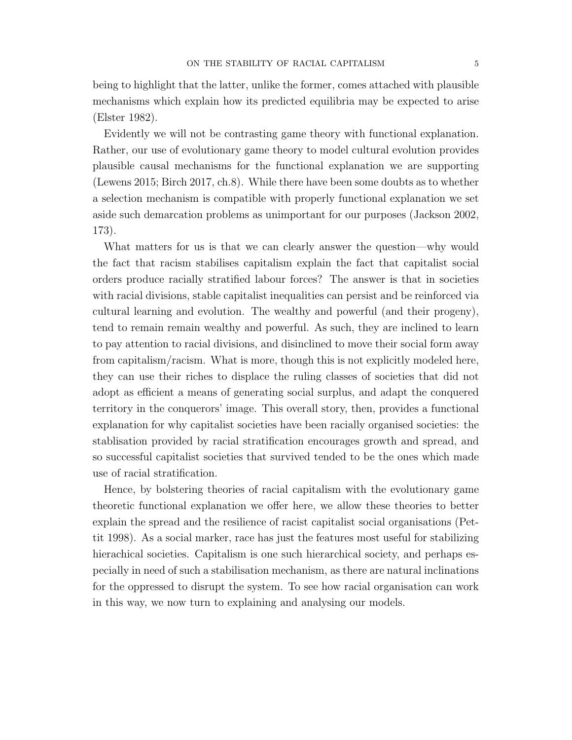being to highlight that the latter, unlike the former, comes attached with plausible mechanisms which explain how its predicted equilibria may be expected to arise (Elster 1982).

Evidently we will not be contrasting game theory with functional explanation. Rather, our use of evolutionary game theory to model cultural evolution provides plausible causal mechanisms for the functional explanation we are supporting (Lewens 2015; Birch 2017, ch.8). While there have been some doubts as to whether a selection mechanism is compatible with properly functional explanation we set aside such demarcation problems as unimportant for our purposes (Jackson 2002, 173).

What matters for us is that we can clearly answer the question—why would the fact that racism stabilises capitalism explain the fact that capitalist social orders produce racially stratified labour forces? The answer is that in societies with racial divisions, stable capitalist inequalities can persist and be reinforced via cultural learning and evolution. The wealthy and powerful (and their progeny), tend to remain remain wealthy and powerful. As such, they are inclined to learn to pay attention to racial divisions, and disinclined to move their social form away from capitalism/racism. What is more, though this is not explicitly modeled here, they can use their riches to displace the ruling classes of societies that did not adopt as efficient a means of generating social surplus, and adapt the conquered territory in the conquerors' image. This overall story, then, provides a functional explanation for why capitalist societies have been racially organised societies: the stablisation provided by racial stratification encourages growth and spread, and so successful capitalist societies that survived tended to be the ones which made use of racial stratification.

Hence, by bolstering theories of racial capitalism with the evolutionary game theoretic functional explanation we offer here, we allow these theories to better explain the spread and the resilience of racist capitalist social organisations (Pettit 1998). As a social marker, race has just the features most useful for stabilizing hierachical societies. Capitalism is one such hierarchical society, and perhaps especially in need of such a stabilisation mechanism, as there are natural inclinations for the oppressed to disrupt the system. To see how racial organisation can work in this way, we now turn to explaining and analysing our models.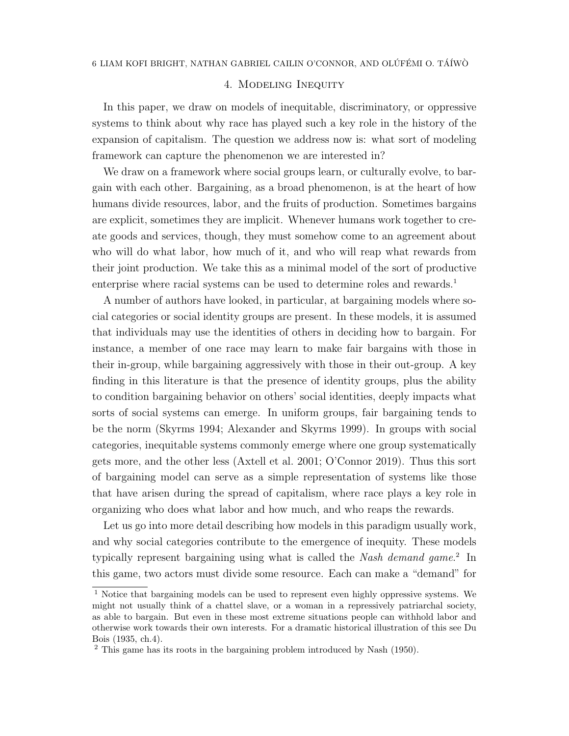## 4. Modeling Inequity

In this paper, we draw on models of inequitable, discriminatory, or oppressive systems to think about why race has played such a key role in the history of the expansion of capitalism. The question we address now is: what sort of modeling framework can capture the phenomenon we are interested in?

We draw on a framework where social groups learn, or culturally evolve, to bargain with each other. Bargaining, as a broad phenomenon, is at the heart of how humans divide resources, labor, and the fruits of production. Sometimes bargains are explicit, sometimes they are implicit. Whenever humans work together to create goods and services, though, they must somehow come to an agreement about who will do what labor, how much of it, and who will reap what rewards from their joint production. We take this as a minimal model of the sort of productive enterprise where racial systems can be used to determine roles and rewards.[1]

A number of authors have looked, in particular, at bargaining models where social categories or social identity groups are present. In these models, it is assumed that individuals may use the identities of others in deciding how to bargain. For instance, a member of one race may learn to make fair bargains with those in their in-group, while bargaining aggressively with those in their out-group. A key finding in this literature is that the presence of identity groups, plus the ability to condition bargaining behavior on others' social identities, deeply impacts what sorts of social systems can emerge. In uniform groups, fair bargaining tends to be the norm (Skyrms 1994; Alexander and Skyrms 1999). In groups with social categories, inequitable systems commonly emerge where one group systematically gets more, and the other less (Axtell et al. 2001; O'Connor 2019). Thus this sort of bargaining model can serve as a simple representation of systems like those that have arisen during the spread of capitalism, where race plays a key role in organizing who does what labor and how much, and who reaps the rewards.

Let us go into more detail describing how models in this paradigm usually work, and why social categories contribute to the emergence of inequity. These models typically represent bargaining using what is called the *Nash demand game*.[2] In this game, two actors must divide some resource. Each can make a "demand" for

[1] Notice that bargaining models can be used to represent even highly oppressive systems. We might not usually think of a chattel slave, or a woman in a repressively patriarchal society, as able to bargain. But even in these most extreme situations people can withhold labor and otherwise work towards their own interests. For a dramatic historical illustration of this see Du Bois (1935, ch.4).

[2] This game has its roots in the bargaining problem introduced by Nash (1950).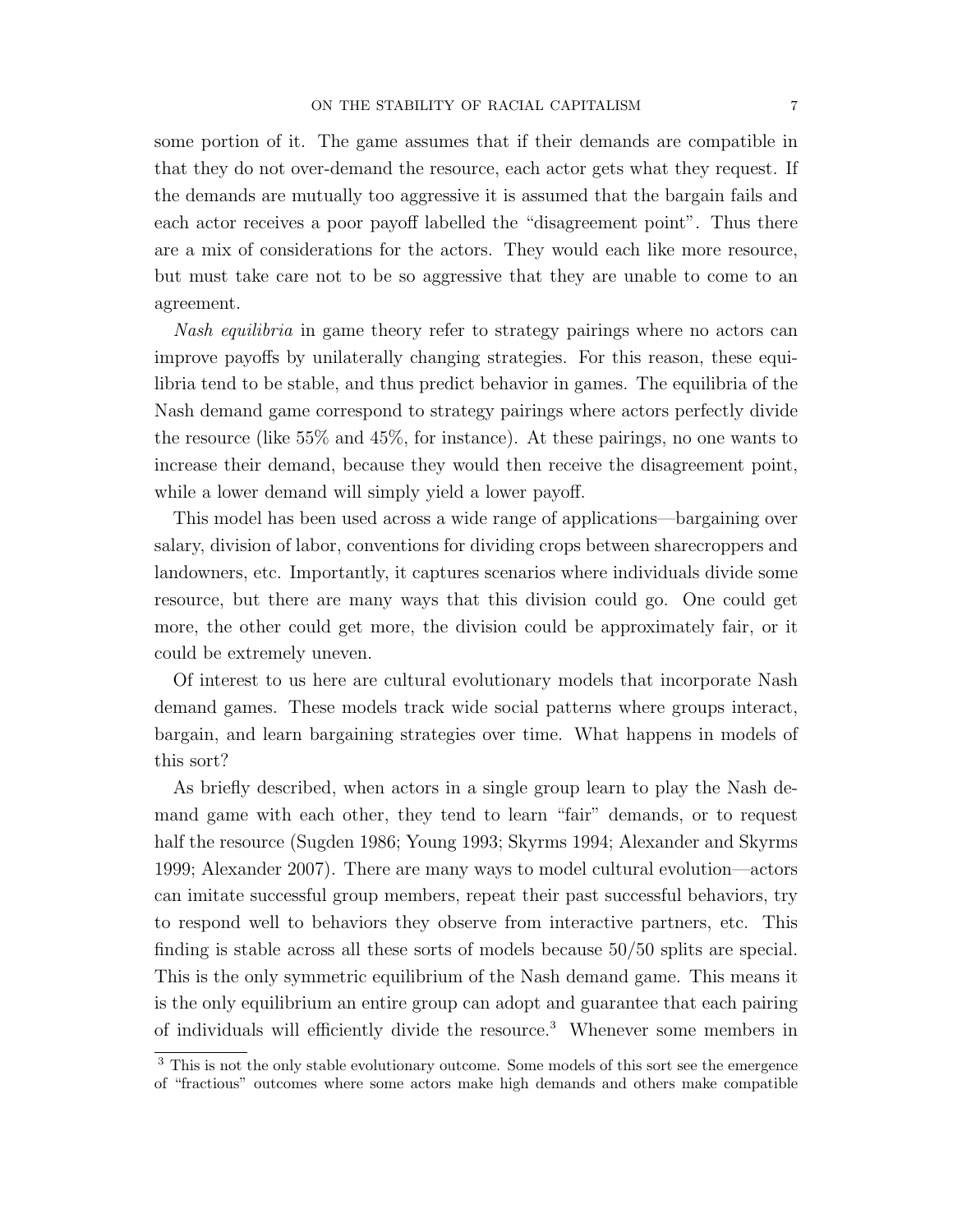some portion of it. The game assumes that if their demands are compatible in that they do not over-demand the resource, each actor gets what they request. If the demands are mutually too aggressive it is assumed that the bargain fails and each actor receives a poor payoff labelled the "disagreement point". Thus there are a mix of considerations for the actors. They would each like more resource, but must take care not to be so aggressive that they are unable to come to an agreement.

*Nash equilibria* in game theory refer to strategy pairings where no actors can improve payoffs by unilaterally changing strategies. For this reason, these equilibria tend to be stable, and thus predict behavior in games. The equilibria of the Nash demand game correspond to strategy pairings where actors perfectly divide the resource (like 55% and 45%, for instance). At these pairings, no one wants to increase their demand, because they would then receive the disagreement point, while a lower demand will simply yield a lower payoff.

This model has been used across a wide range of applications—bargaining over salary, division of labor, conventions for dividing crops between sharecroppers and landowners, etc. Importantly, it captures scenarios where individuals divide some resource, but there are many ways that this division could go. One could get more, the other could get more, the division could be approximately fair, or it could be extremely uneven.

Of interest to us here are cultural evolutionary models that incorporate Nash demand games. These models track wide social patterns where groups interact, bargain, and learn bargaining strategies over time. What happens in models of this sort?

As briefly described, when actors in a single group learn to play the Nash demand game with each other, they tend to learn "fair" demands, or to request half the resource (Sugden 1986; Young 1993; Skyrms 1994; Alexander and Skyrms 1999; Alexander 2007). There are many ways to model cultural evolution—actors can imitate successful group members, repeat their past successful behaviors, try to respond well to behaviors they observe from interactive partners, etc. This finding is stable across all these sorts of models because 50/50 splits are special. This is the only symmetric equilibrium of the Nash demand game. This means it is the only equilibrium an entire group can adopt and guarantee that each pairing of individuals will efficiently divide the resource.[3] Whenever some members in

[3] This is not the only stable evolutionary outcome. Some models of this sort see the emergence of "fractious" outcomes where some actors make high demands and others make compatible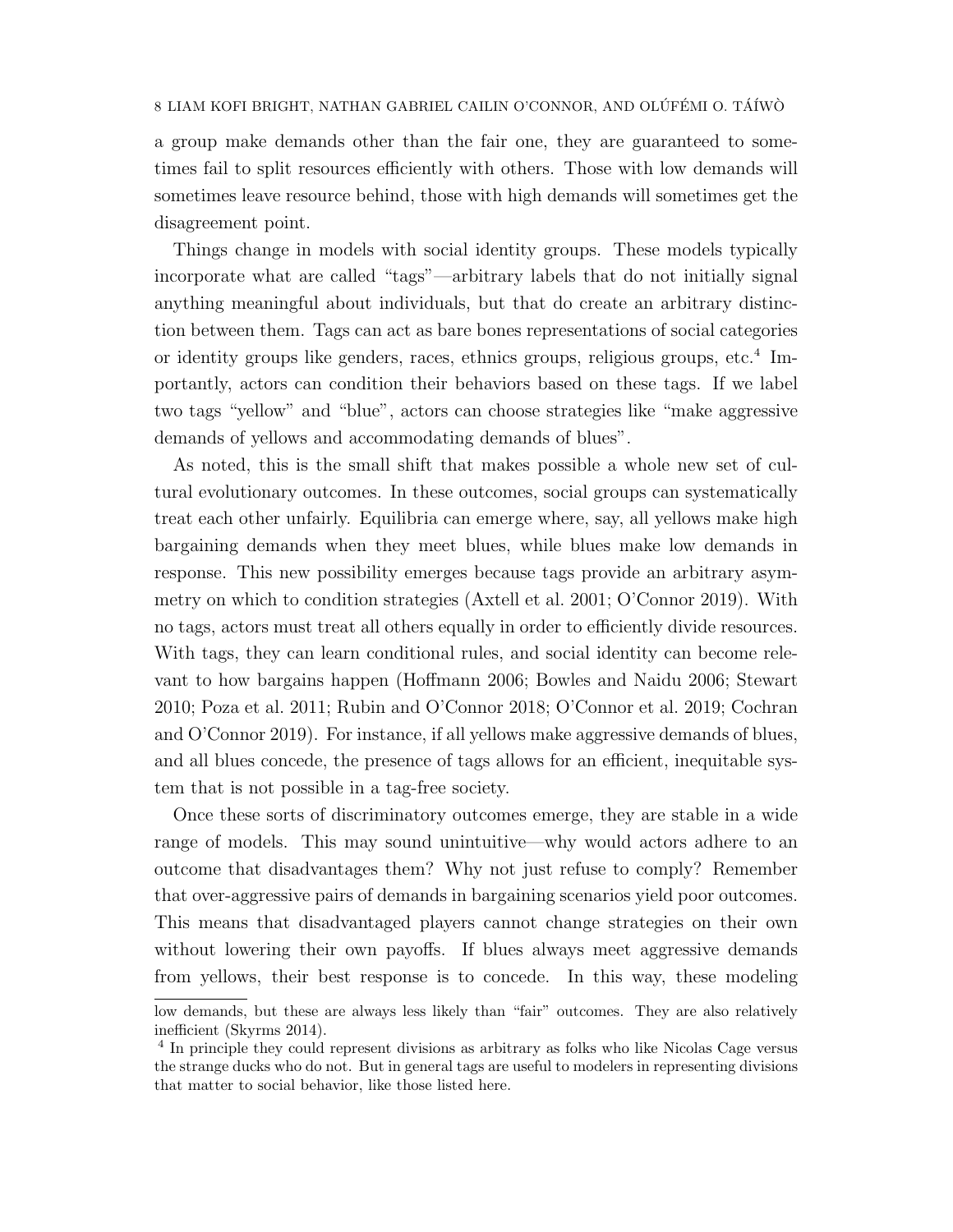a group make demands other than the fair one, they are guaranteed to sometimes fail to split resources efficiently with others. Those with low demands will sometimes leave resource behind, those with high demands will sometimes get the disagreement point.

Things change in models with social identity groups. These models typically incorporate what are called "tags"—arbitrary labels that do not initially signal anything meaningful about individuals, but that do create an arbitrary distinction between them. Tags can act as bare bones representations of social categories or identity groups like genders, races, ethnics groups, religious groups, etc.[4] Importantly, actors can condition their behaviors based on these tags. If we label two tags "yellow" and "blue", actors can choose strategies like "make aggressive demands of yellows and accommodating demands of blues".

As noted, this is the small shift that makes possible a whole new set of cultural evolutionary outcomes. In these outcomes, social groups can systematically treat each other unfairly. Equilibria can emerge where, say, all yellows make high bargaining demands when they meet blues, while blues make low demands in response. This new possibility emerges because tags provide an arbitrary asymmetry on which to condition strategies (Axtell et al. 2001; O'Connor 2019). With no tags, actors must treat all others equally in order to efficiently divide resources. With tags, they can learn conditional rules, and social identity can become relevant to how bargains happen (Hoffmann 2006; Bowles and Naidu 2006; Stewart 2010; Poza et al. 2011; Rubin and O'Connor 2018; O'Connor et al. 2019; Cochran and O'Connor 2019). For instance, if all yellows make aggressive demands of blues, and all blues concede, the presence of tags allows for an efficient, inequitable system that is not possible in a tag-free society.

Once these sorts of discriminatory outcomes emerge, they are stable in a wide range of models. This may sound unintuitive—why would actors adhere to an outcome that disadvantages them? Why not just refuse to comply? Remember that over-aggressive pairs of demands in bargaining scenarios yield poor outcomes. This means that disadvantaged players cannot change strategies on their own without lowering their own payoffs. If blues always meet aggressive demands from yellows, their best response is to concede. In this way, these modeling

low demands, but these are always less likely than "fair" outcomes. They are also relatively inefficient (Skyrms 2014).

[4] In principle they could represent divisions as arbitrary as folks who like Nicolas Cage versus the strange ducks who do not. But in general tags are useful to modelers in representing divisions that matter to social behavior, like those listed here.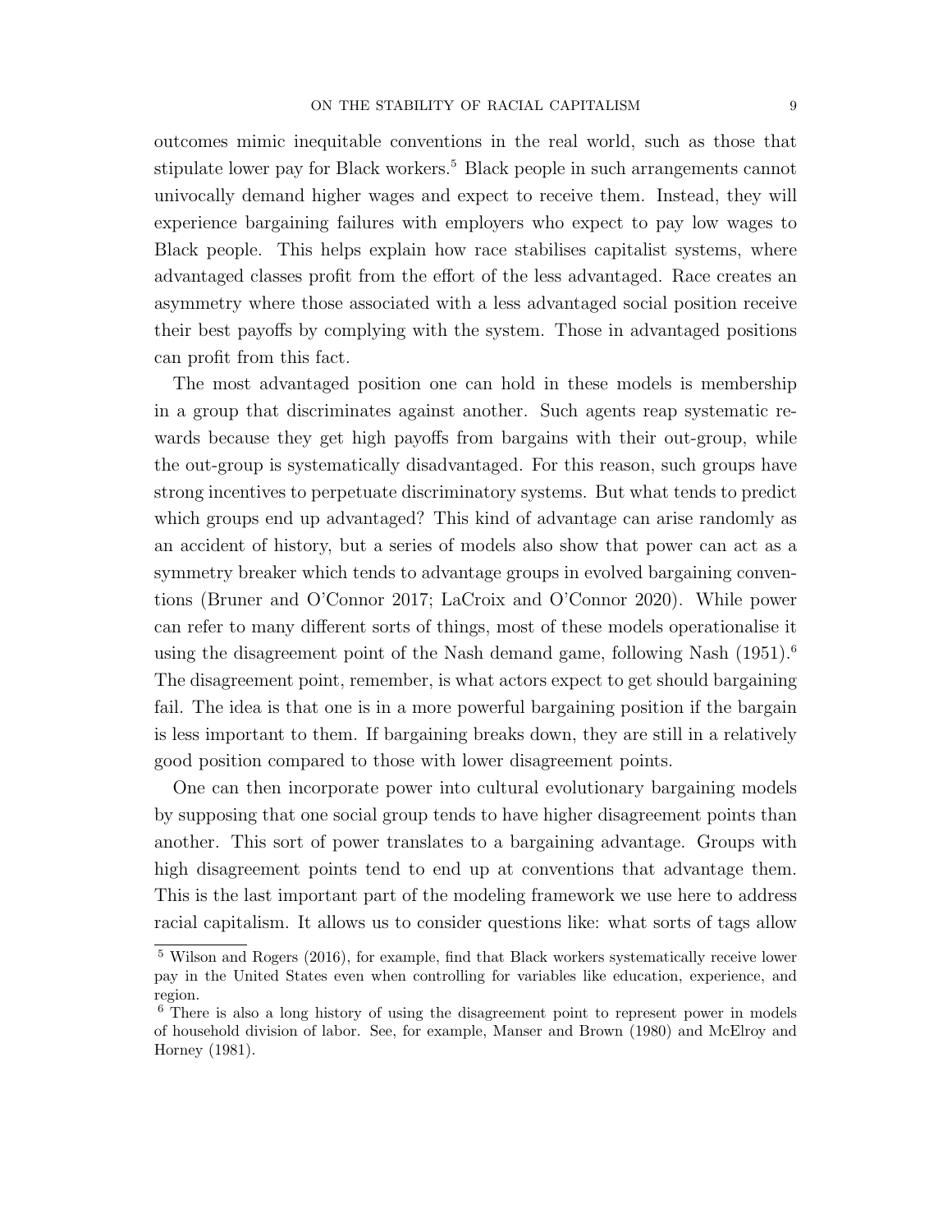outcomes mimic inequitable conventions in the real world, such as those that stipulate lower pay for Black workers.[5] Black people in such arrangements cannot univocally demand higher wages and expect to receive them. Instead, they will experience bargaining failures with employers who expect to pay low wages to Black people. This helps explain how race stabilises capitalist systems, where advantaged classes profit from the effort of the less advantaged. Race creates an asymmetry where those associated with a less advantaged social position receive their best payoffs by complying with the system. Those in advantaged positions can profit from this fact.

The most advantaged position one can hold in these models is membership in a group that discriminates against another. Such agents reap systematic rewards because they get high payoffs from bargains with their out-group, while the out-group is systematically disadvantaged. For this reason, such groups have strong incentives to perpetuate discriminatory systems. But what tends to predict which groups end up advantaged? This kind of advantage can arise randomly as an accident of history, but a series of models also show that power can act as a symmetry breaker which tends to advantage groups in evolved bargaining conventions (Bruner and O'Connor 2017; LaCroix and O'Connor 2020). While power can refer to many different sorts of things, most of these models operationalise it using the disagreement point of the Nash demand game, following Nash (1951).[6] The disagreement point, remember, is what actors expect to get should bargaining fail. The idea is that one is in a more powerful bargaining position if the bargain is less important to them. If bargaining breaks down, they are still in a relatively good position compared to those with lower disagreement points.

One can then incorporate power into cultural evolutionary bargaining models by supposing that one social group tends to have higher disagreement points than another. This sort of power translates to a bargaining advantage. Groups with high disagreement points tend to end up at conventions that advantage them. This is the last important part of the modeling framework we use here to address racial capitalism. It allows us to consider questions like: what sorts of tags allow

[5] Wilson and Rogers (2016), for example, find that Black workers systematically receive lower pay in the United States even when controlling for variables like education, experience, and region.

[6] There is also a long history of using the disagreement point to represent power in models of household division of labor. See, for example, Manser and Brown (1980) and McElroy and Horney (1981).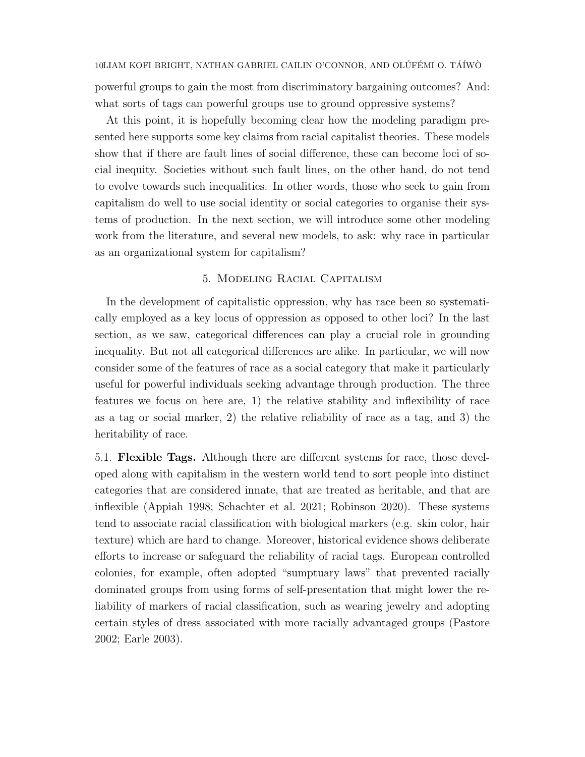powerful groups to gain the most from discriminatory bargaining outcomes? And: what sorts of tags can powerful groups use to ground oppressive systems?

At this point, it is hopefully becoming clear how the modeling paradigm presented here supports some key claims from racial capitalist theories. These models show that if there are fault lines of social difference, these can become loci of social inequity. Societies without such fault lines, on the other hand, do not tend to evolve towards such inequalities. In other words, those who seek to gain from capitalism do well to use social identity or social categories to organise their systems of production. In the next section, we will introduce some other modeling work from the literature, and several new models, to ask: why race in particular as an organizational system for capitalism?

## 5. Modeling Racial Capitalism

In the development of capitalistic oppression, why has race been so systematically employed as a key locus of oppression as opposed to other loci? In the last section, as we saw, categorical differences can play a crucial role in grounding inequality. But not all categorical differences are alike. In particular, we will now consider some of the features of race as a social category that make it particularly useful for powerful individuals seeking advantage through production. The three features we focus on here are, 1) the relative stability and inflexibility of race as a tag or social marker, 2) the relative reliability of race as a tag, and 3) the heritability of race.

### 5.1. Flexible Tags.

Although there are different systems for race, those developed along with capitalism in the western world tend to sort people into distinct categories that are considered innate, that are treated as heritable, and that are inflexible (Appiah 1998; Schachter et al. 2021; Robinson 2020). These systems tend to associate racial classification with biological markers (e.g. skin color, hair texture) which are hard to change. Moreover, historical evidence shows deliberate efforts to increase or safeguard the reliability of racial tags. European controlled colonies, for example, often adopted "sumptuary laws" that prevented racially dominated groups from using forms of self-presentation that might lower the reliability of markers of racial classification, such as wearing jewelry and adopting certain styles of dress associated with more racially advantaged groups (Pastore 2002; Earle 2003).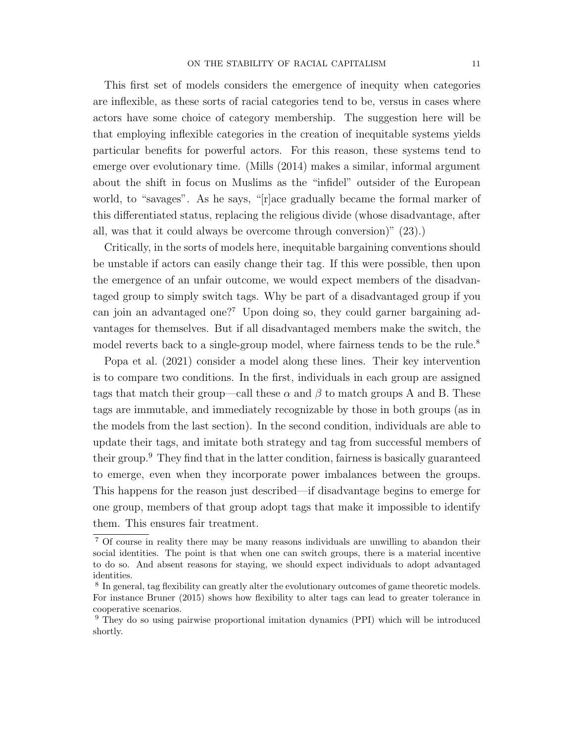This first set of models considers the emergence of inequity when categories are inflexible, as these sorts of racial categories tend to be, versus in cases where actors have some choice of category membership. The suggestion here will be that employing inflexible categories in the creation of inequitable systems yields particular benefits for powerful actors. For this reason, these systems tend to emerge over evolutionary time. (Mills (2014) makes a similar, informal argument about the shift in focus on Muslims as the "infidel" outsider of the European world, to "savages". As he says, "[r]ace gradually became the formal marker of this differentiated status, replacing the religious divide (whose disadvantage, after all, was that it could always be overcome through conversion)" (23).)

Critically, in the sorts of models here, inequitable bargaining conventions should be unstable if actors can easily change their tag. If this were possible, then upon the emergence of an unfair outcome, we would expect members of the disadvantaged group to simply switch tags. Why be part of a disadvantaged group if you can join an advantaged one?[7] Upon doing so, they could garner bargaining advantages for themselves. But if all disadvantaged members make the switch, the model reverts back to a single-group model, where fairness tends to be the rule.[8]

Popa et al. (2021) consider a model along these lines. Their key intervention is to compare two conditions. In the first, individuals in each group are assigned tags that match their group—call these $\alpha$ and $\beta$ to match groups A and B. These tags are immutable, and immediately recognizable by those in both groups (as in the models from the last section). In the second condition, individuals are able to update their tags, and imitate both strategy and tag from successful members of their group.[9] They find that in the latter condition, fairness is basically guaranteed to emerge, even when they incorporate power imbalances between the groups. This happens for the reason just described—if disadvantage begins to emerge for one group, members of that group adopt tags that make it impossible to identify them. This ensures fair treatment.

[7] Of course in reality there may be many reasons individuals are unwilling to abandon their social identities. The point is that when one can switch groups, there is a material incentive to do so. And absent reasons for staying, we should expect individuals to adopt advantaged identities.

[8] In general, tag flexibility can greatly alter the evolutionary outcomes of game theoretic models. For instance Bruner (2015) shows how flexibility to alter tags can lead to greater tolerance in cooperative scenarios.

[9] They do so using pairwise proportional imitation dynamics (PPI) which will be introduced shortly.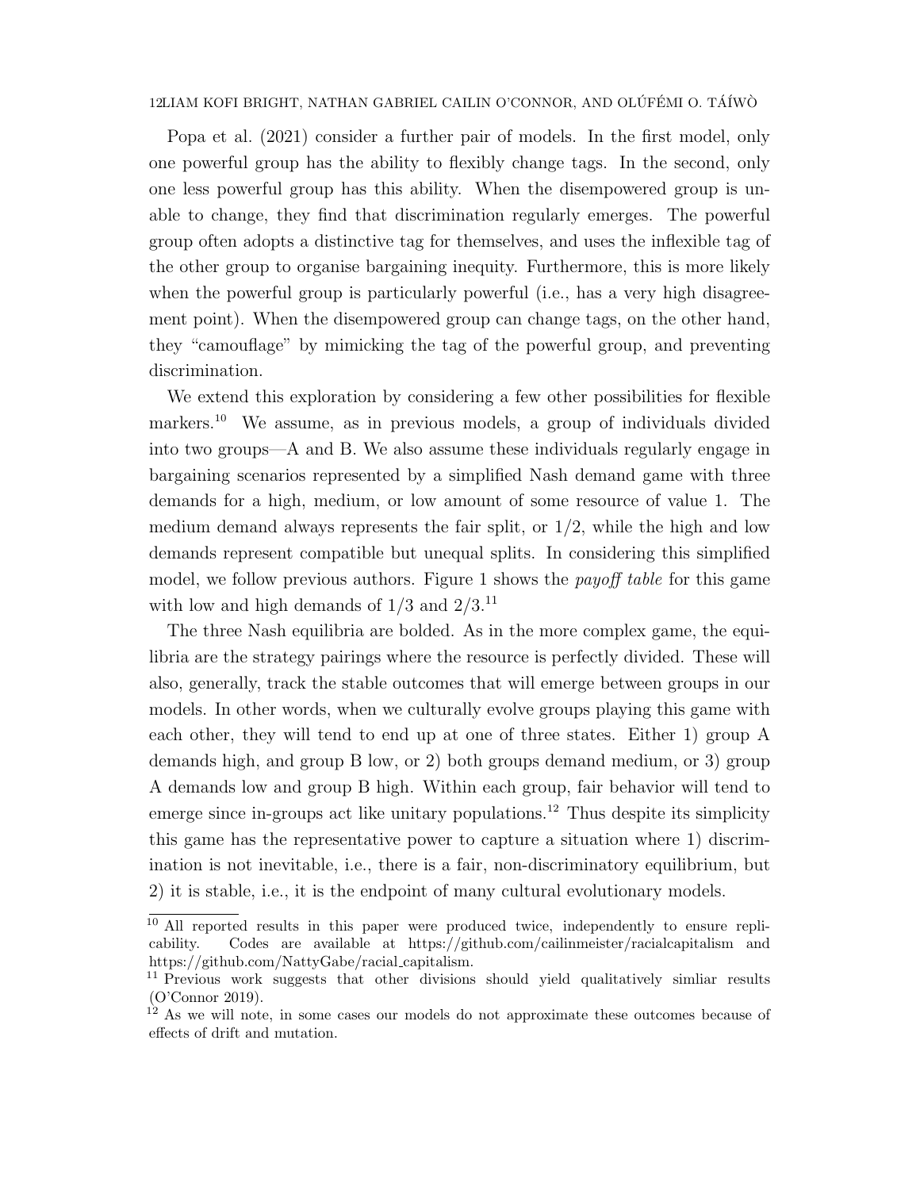Popa et al. (2021) consider a further pair of models. In the first model, only one powerful group has the ability to flexibly change tags. In the second, only one less powerful group has this ability. When the disempowered group is unable to change, they find that discrimination regularly emerges. The powerful group often adopts a distinctive tag for themselves, and uses the inflexible tag of the other group to organise bargaining inequity. Furthermore, this is more likely when the powerful group is particularly powerful (i.e., has a very high disagreement point). When the disempowered group can change tags, on the other hand, they "camouflage" by mimicking the tag of the powerful group, and preventing discrimination.

We extend this exploration by considering a few other possibilities for flexible markers.[10] We assume, as in previous models, a group of individuals divided into two groups—A and B. We also assume these individuals regularly engage in bargaining scenarios represented by a simplified Nash demand game with three demands for a high, medium, or low amount of some resource of value 1. The medium demand always represents the fair split, or $1/2$, while the high and low demands represent compatible but unequal splits. In considering this simplified model, we follow previous authors. Figure 1 shows the *payoff table* for this game with low and high demands of $1/3$ and $2/3$.[11]

The three Nash equilibria are bolded. As in the more complex game, the equilibria are the strategy pairings where the resource is perfectly divided. These will also, generally, track the stable outcomes that will emerge between groups in our models. In other words, when we culturally evolve groups playing this game with each other, they will tend to end up at one of three states. Either 1) group A demands high, and group B low, or 2) both groups demand medium, or 3) group A demands low and group B high. Within each group, fair behavior will tend to emerge since in-groups act like unitary populations.[12] Thus despite its simplicity this game has the representative power to capture a situation where 1) discrimination is not inevitable, i.e., there is a fair, non-discriminatory equilibrium, but 2) it is stable, i.e., it is the endpoint of many cultural evolutionary models.

---

[10] All reported results in this paper were produced twice, independently to ensure replicability. Codes are available at https://github.com/cailinmeister/racialcapitalism and https://github.com/NattyGabe/racial_capitalism.

[11] Previous work suggests that other divisions should yield qualitatively simliar results (O'Connor 2019).

[12] As we will note, in some cases our models do not approximate these outcomes because of effects of drift and mutation.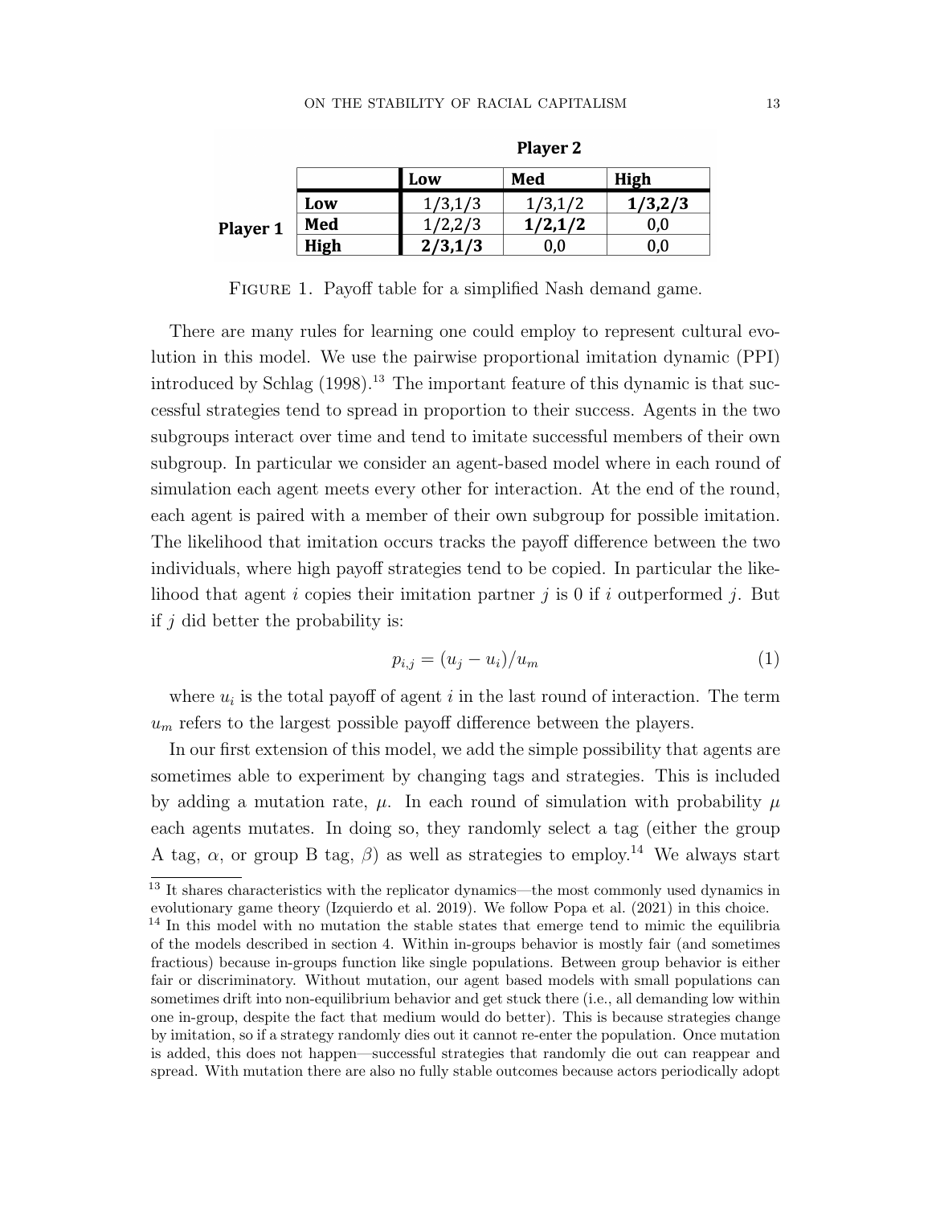| | | Player 2 | | |
|---|---|---|---|---|
| | | **Low** | **Med** | **High** |
| **Player 1** | **Low** | 1/3,1/3 | 1/3,1/2 | **1/3,2/3** |
| | **Med** | 1/2,2/3 | **1/2,1/2** | 0,0 |
| | **High** | **2/3,1/3** | 0,0 | 0,0 |

Figure 1. Payoff table for a simplified Nash demand game.

There are many rules for learning one could employ to represent cultural evolution in this model. We use the pairwise proportional imitation dynamic (PPI) introduced by Schlag (1998).[13] The important feature of this dynamic is that successful strategies tend to spread in proportion to their success. Agents in the two subgroups interact over time and tend to imitate successful members of their own subgroup. In particular we consider an agent-based model where in each round of simulation each agent meets every other for interaction. At the end of the round, each agent is paired with a member of their own subgroup for possible imitation. The likelihood that imitation occurs tracks the payoff difference between the two individuals, where high payoff strategies tend to be copied. In particular the likelihood that agent $i$ copies their imitation partner $j$ is 0 if $i$ outperformed $j$. But if $j$ did better the probability is:

$$p_{i,j} = (u_j - u_i)/u_m \tag{1}$$

where $u_i$ is the total payoff of agent $i$ in the last round of interaction. The term $u_m$ refers to the largest possible payoff difference between the players.

In our first extension of this model, we add the simple possibility that agents are sometimes able to experiment by changing tags and strategies. This is included by adding a mutation rate, $\mu$. In each round of simulation with probability $\mu$ each agents mutates. In doing so, they randomly select a tag (either the group A tag, $\alpha$, or group B tag, $\beta$) as well as strategies to employ.[14] We always start

[13] It shares characteristics with the replicator dynamics—the most commonly used dynamics in evolutionary game theory (Izquierdo et al. 2019). We follow Popa et al. (2021) in this choice.

[14] In this model with no mutation the stable states that emerge tend to mimic the equilibria of the models described in section 4. Within in-groups behavior is mostly fair (and sometimes fractious) because in-groups function like single populations. Between group behavior is either fair or discriminatory. Without mutation, our agent based models with small populations can sometimes drift into non-equilibrium behavior and get stuck there (i.e., all demanding low within one in-group, despite the fact that medium would do better). This is because strategies change by imitation, so if a strategy randomly dies out it cannot re-enter the population. Once mutation is added, this does not happen—successful strategies that randomly die out can reappear and spread. With mutation there are also no fully stable outcomes because actors periodically adopt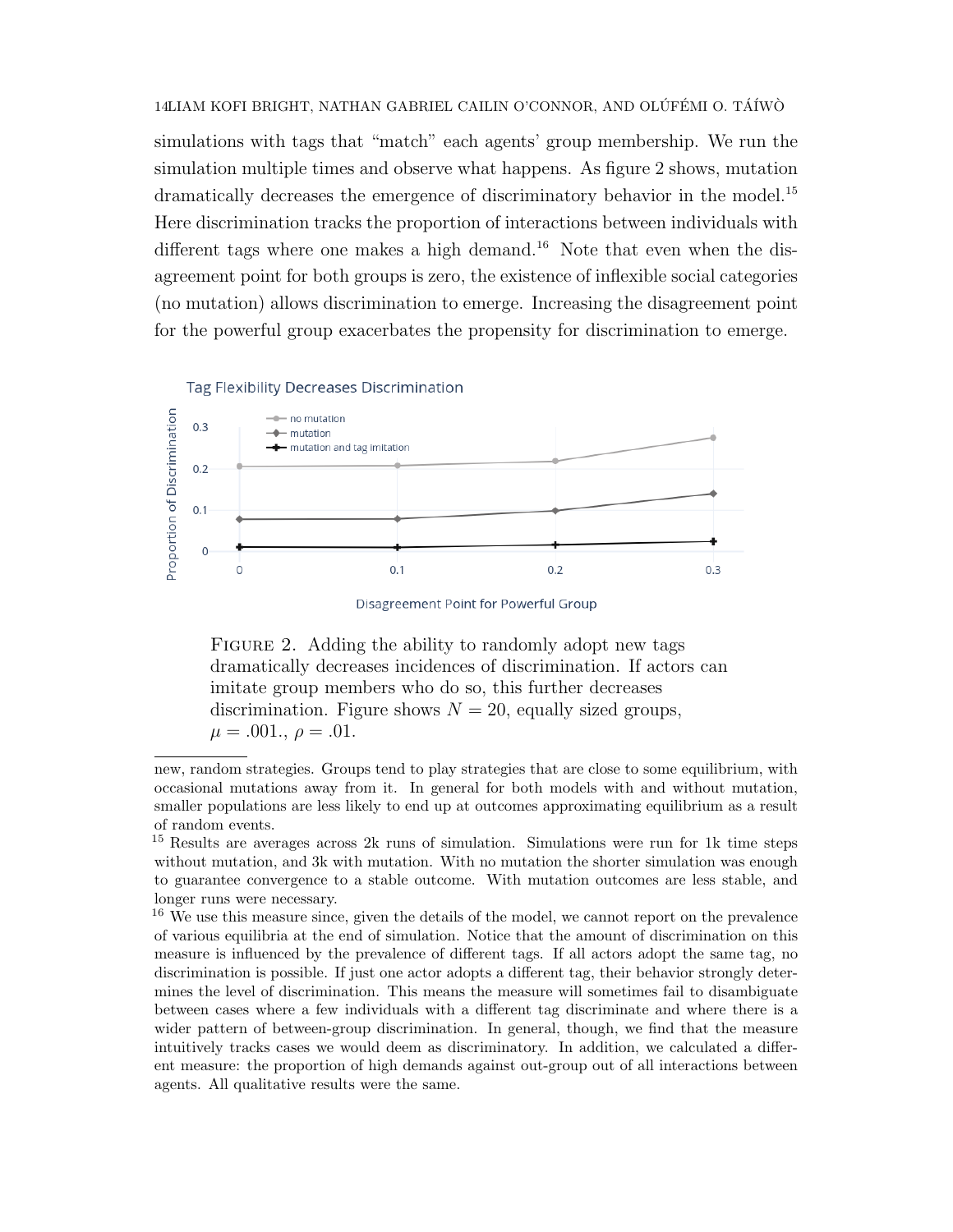simulations with tags that "match" each agents' group membership. We run the simulation multiple times and observe what happens. As figure 2 shows, mutation dramatically decreases the emergence of discriminatory behavior in the model.[15] Here discrimination tracks the proportion of interactions between individuals with different tags where one makes a high demand.[16] Note that even when the disagreement point for both groups is zero, the existence of inflexible social categories (no mutation) allows discrimination to emerge. Increasing the disagreement point for the powerful group exacerbates the propensity for discrimination to emerge.

FIGURE 2. Adding the ability to randomly adopt new tags dramatically decreases incidences of discrimination. If actors can imitate group members who do so, this further decreases discrimination. Figure shows $N = 20$, equally sized groups, $\mu = .001.$, $\rho = .01$.

new, random strategies. Groups tend to play strategies that are close to some equilibrium, with occasional mutations away from it. In general for both models with and without mutation, smaller populations are less likely to end up at outcomes approximating equilibrium as a result of random events.

[15] Results are averages across 2k runs of simulation. Simulations were run for 1k time steps without mutation, and 3k with mutation. With no mutation the shorter simulation was enough to guarantee convergence to a stable outcome. With mutation outcomes are less stable, and longer runs were necessary.

[16] We use this measure since, given the details of the model, we cannot report on the prevalence of various equilibria at the end of simulation. Notice that the amount of discrimination on this measure is influenced by the prevalence of different tags. If all actors adopt the same tag, no discrimination is possible. If just one actor adopts a different tag, their behavior strongly determines the level of discrimination. This means the measure will sometimes fail to disambiguate between cases where a few individuals with a different tag discriminate and where there is a wider pattern of between-group discrimination. In general, though, we find that the measure intuitively tracks cases we would deem as discriminatory. In addition, we calculated a different measure: the proportion of high demands against out-group out of all interactions between agents. All qualitative results were the same.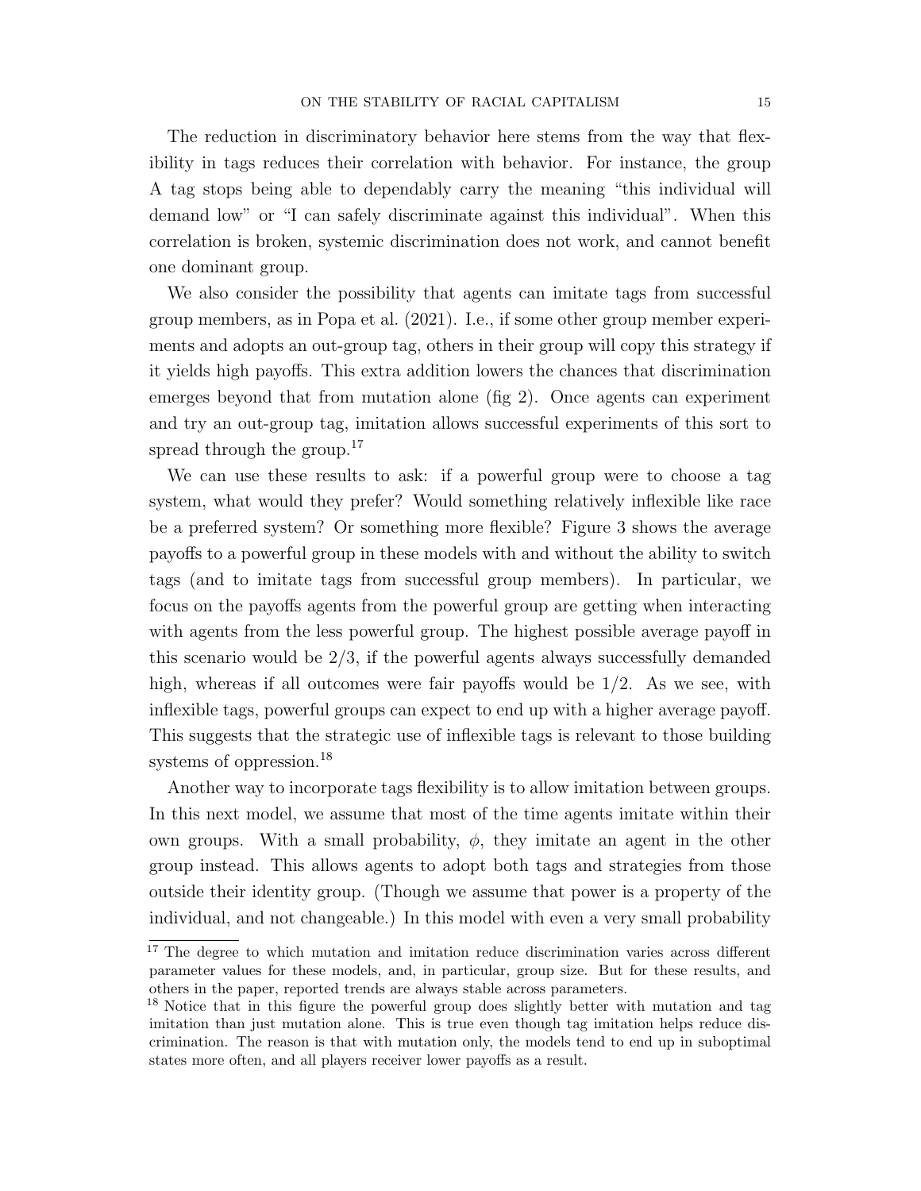The reduction in discriminatory behavior here stems from the way that flexibility in tags reduces their correlation with behavior. For instance, the group A tag stops being able to dependably carry the meaning "this individual will demand low" or "I can safely discriminate against this individual". When this correlation is broken, systemic discrimination does not work, and cannot benefit one dominant group.

We also consider the possibility that agents can imitate tags from successful group members, as in Popa et al. (2021). I.e., if some other group member experiments and adopts an out-group tag, others in their group will copy this strategy if it yields high payoffs. This extra addition lowers the chances that discrimination emerges beyond that from mutation alone (fig 2). Once agents can experiment and try an out-group tag, imitation allows successful experiments of this sort to spread through the group.[17]

We can use these results to ask: if a powerful group were to choose a tag system, what would they prefer? Would something relatively inflexible like race be a preferred system? Or something more flexible? Figure 3 shows the average payoffs to a powerful group in these models with and without the ability to switch tags (and to imitate tags from successful group members). In particular, we focus on the payoffs agents from the powerful group are getting when interacting with agents from the less powerful group. The highest possible average payoff in this scenario would be 2/3, if the powerful agents always successfully demanded high, whereas if all outcomes were fair payoffs would be 1/2. As we see, with inflexible tags, powerful groups can expect to end up with a higher average payoff. This suggests that the strategic use of inflexible tags is relevant to those building systems of oppression.[18]

Another way to incorporate tags flexibility is to allow imitation between groups. In this next model, we assume that most of the time agents imitate within their own groups. With a small probability, $\phi$, they imitate an agent in the other group instead. This allows agents to adopt both tags and strategies from those outside their identity group. (Though we assume that power is a property of the individual, and not changeable.) In this model with even a very small probability

[17] The degree to which mutation and imitation reduce discrimination varies across different parameter values for these models, and, in particular, group size. But for these results, and others in the paper, reported trends are always stable across parameters.

[18] Notice that in this figure the powerful group does slightly better with mutation and tag imitation than just mutation alone. This is true even though tag imitation helps reduce discrimination. The reason is that with mutation only, the models tend to end up in suboptimal states more often, and all players receiver lower payoffs as a result.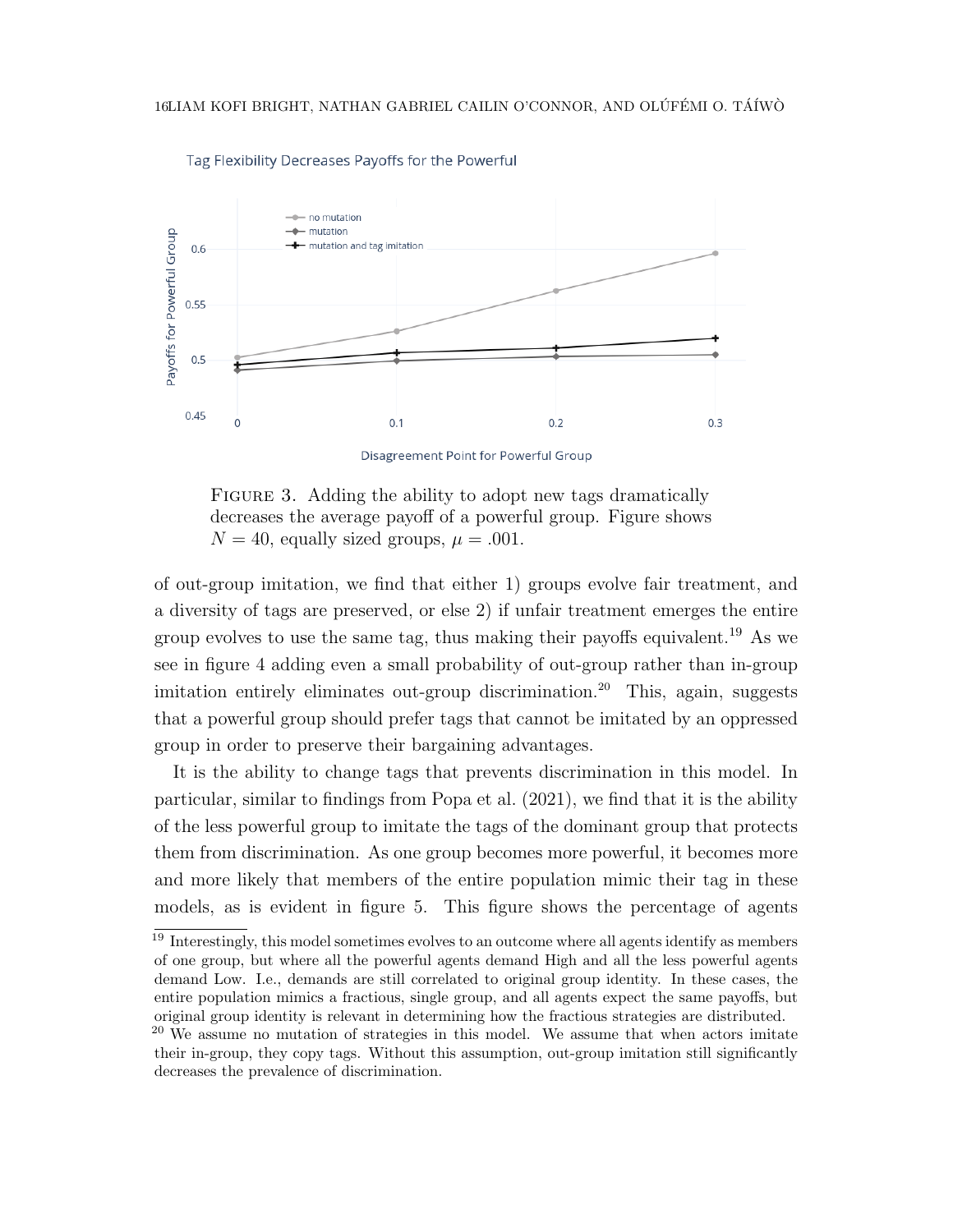**Figure 3.** Adding the ability to adopt new tags dramatically decreases the average payoff of a powerful group. Figure shows $N = 40$, equally sized groups, $\mu = .001$.

of out-group imitation, we find that either 1) groups evolve fair treatment, and a diversity of tags are preserved, or else 2) if unfair treatment emerges the entire group evolves to use the same tag, thus making their payoffs equivalent.[19] As we see in figure 4 adding even a small probability of out-group rather than in-group imitation entirely eliminates out-group discrimination.[20] This, again, suggests that a powerful group should prefer tags that cannot be imitated by an oppressed group in order to preserve their bargaining advantages.

It is the ability to change tags that prevents discrimination in this model. In particular, similar to findings from Popa et al. (2021), we find that it is the ability of the less powerful group to imitate the tags of the dominant group that protects them from discrimination. As one group becomes more powerful, it becomes more and more likely that members of the entire population mimic their tag in these models, as is evident in figure 5. This figure shows the percentage of agents

[19] Interestingly, this model sometimes evolves to an outcome where all agents identify as members of one group, but where all the powerful agents demand High and all the less powerful agents demand Low. I.e., demands are still correlated to original group identity. In these cases, the entire population mimics a fractious, single group, and all agents expect the same payoffs, but original group identity is relevant in determining how the fractious strategies are distributed.

[20] We assume no mutation of strategies in this model. We assume that when actors imitate their in-group, they copy tags. Without this assumption, out-group imitation still significantly decreases the prevalence of discrimination.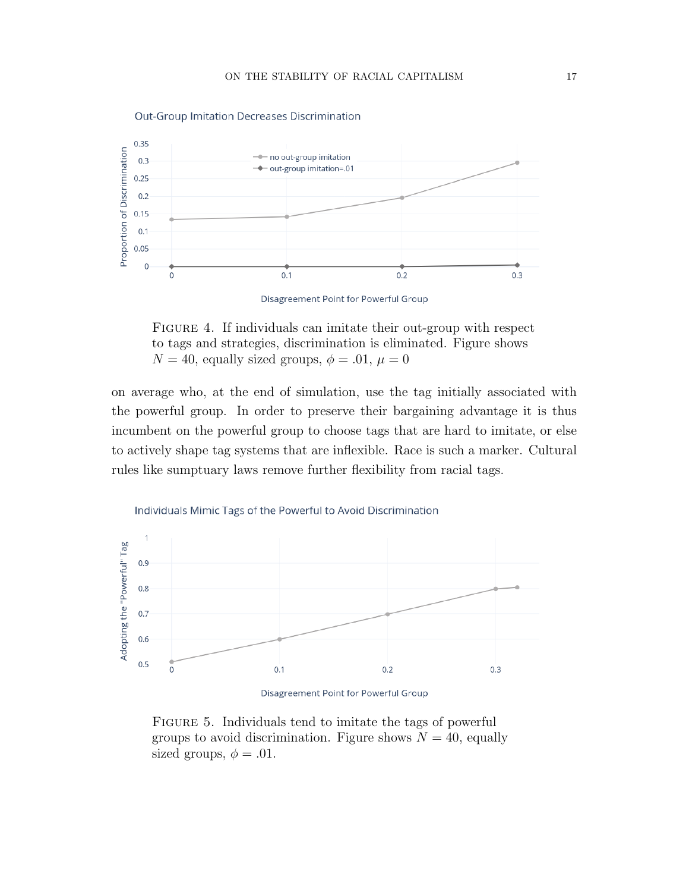FIGURE 4. If individuals can imitate their out-group with respect to tags and strategies, discrimination is eliminated. Figure shows $N = 40$, equally sized groups, $\phi = .01$, $\mu = 0$

on average who, at the end of simulation, use the tag initially associated with the powerful group. In order to preserve their bargaining advantage it is thus incumbent on the powerful group to choose tags that are hard to imitate, or else to actively shape tag systems that are inflexible. Race is such a marker. Cultural rules like sumptuary laws remove further flexibility from racial tags.

FIGURE 5. Individuals tend to imitate the tags of powerful groups to avoid discrimination. Figure shows $N = 40$, equally sized groups, $\phi = .01$.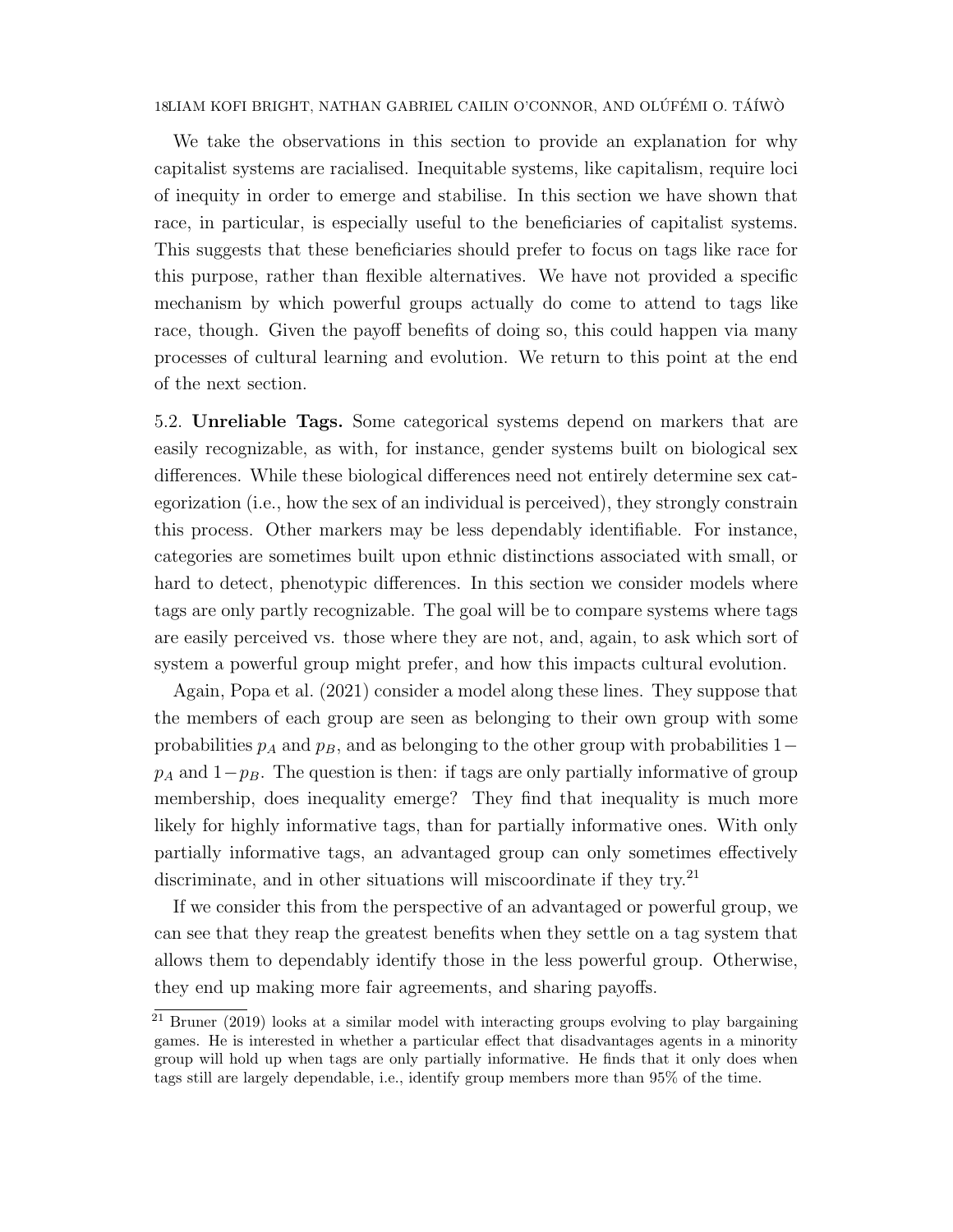We take the observations in this section to provide an explanation for why capitalist systems are racialised. Inequitable systems, like capitalism, require loci of inequity in order to emerge and stabilise. In this section we have shown that race, in particular, is especially useful to the beneficiaries of capitalist systems. This suggests that these beneficiaries should prefer to focus on tags like race for this purpose, rather than flexible alternatives. We have not provided a specific mechanism by which powerful groups actually do come to attend to tags like race, though. Given the payoff benefits of doing so, this could happen via many processes of cultural learning and evolution. We return to this point at the end of the next section.

5.2. **Unreliable Tags.** Some categorical systems depend on markers that are easily recognizable, as with, for instance, gender systems built on biological sex differences. While these biological differences need not entirely determine sex categorization (i.e., how the sex of an individual is perceived), they strongly constrain this process. Other markers may be less dependably identifiable. For instance, categories are sometimes built upon ethnic distinctions associated with small, or hard to detect, phenotypic differences. In this section we consider models where tags are only partly recognizable. The goal will be to compare systems where tags are easily perceived vs. those where they are not, and, again, to ask which sort of system a powerful group might prefer, and how this impacts cultural evolution.

Again, Popa et al. (2021) consider a model along these lines. They suppose that the members of each group are seen as belonging to their own group with some probabilities $p_A$ and $p_B$, and as belonging to the other group with probabilities $1-p_A$ and $1-p_B$. The question is then: if tags are only partially informative of group membership, does inequality emerge? They find that inequality is much more likely for highly informative tags, than for partially informative ones. With only partially informative tags, an advantaged group can only sometimes effectively discriminate, and in other situations will miscoordinate if they try.[21]

If we consider this from the perspective of an advantaged or powerful group, we can see that they reap the greatest benefits when they settle on a tag system that allows them to dependably identify those in the less powerful group. Otherwise, they end up making more fair agreements, and sharing payoffs.

[21] Bruner (2019) looks at a similar model with interacting groups evolving to play bargaining games. He is interested in whether a particular effect that disadvantages agents in a minority group will hold up when tags are only partially informative. He finds that it only does when tags still are largely dependable, i.e., identify group members more than 95% of the time.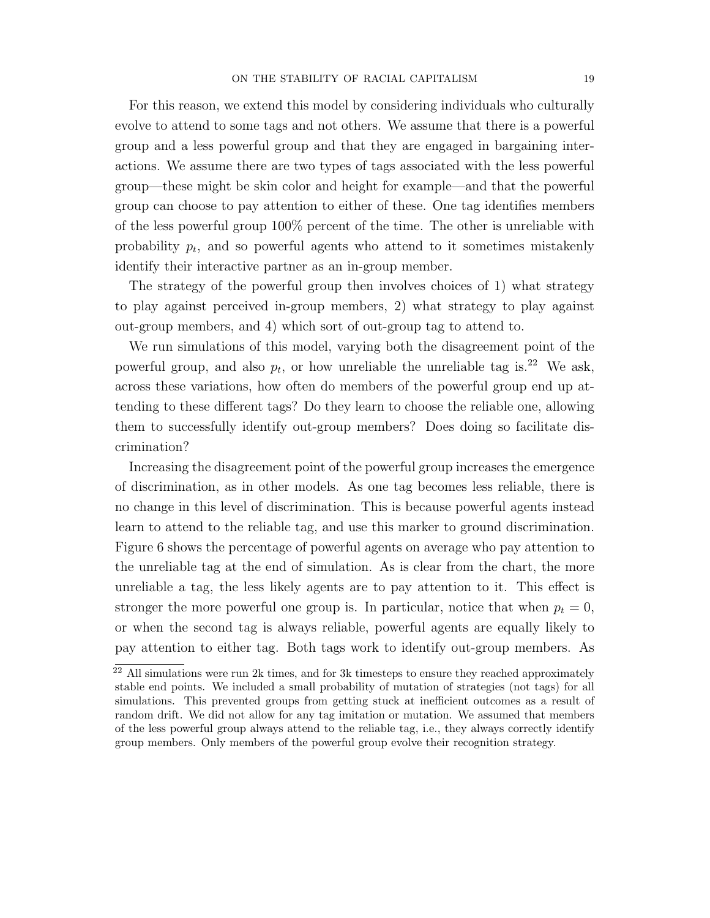For this reason, we extend this model by considering individuals who culturally evolve to attend to some tags and not others. We assume that there is a powerful group and a less powerful group and that they are engaged in bargaining interactions. We assume there are two types of tags associated with the less powerful group—these might be skin color and height for example—and that the powerful group can choose to pay attention to either of these. One tag identifies members of the less powerful group 100% percent of the time. The other is unreliable with probability $p_t$, and so powerful agents who attend to it sometimes mistakenly identify their interactive partner as an in-group member.

The strategy of the powerful group then involves choices of 1) what strategy to play against perceived in-group members, 2) what strategy to play against out-group members, and 4) which sort of out-group tag to attend to.

We run simulations of this model, varying both the disagreement point of the powerful group, and also $p_t$, or how unreliable the unreliable tag is.[22] We ask, across these variations, how often do members of the powerful group end up attending to these different tags? Do they learn to choose the reliable one, allowing them to successfully identify out-group members? Does doing so facilitate discrimination?

Increasing the disagreement point of the powerful group increases the emergence of discrimination, as in other models. As one tag becomes less reliable, there is no change in this level of discrimination. This is because powerful agents instead learn to attend to the reliable tag, and use this marker to ground discrimination. Figure 6 shows the percentage of powerful agents on average who pay attention to the unreliable tag at the end of simulation. As is clear from the chart, the more unreliable a tag, the less likely agents are to pay attention to it. This effect is stronger the more powerful one group is. In particular, notice that when $p_t = 0$, or when the second tag is always reliable, powerful agents are equally likely to pay attention to either tag. Both tags work to identify out-group members. As

[22] All simulations were run 2k times, and for 3k timesteps to ensure they reached approximately stable end points. We included a small probability of mutation of strategies (not tags) for all simulations. This prevented groups from getting stuck at inefficient outcomes as a result of random drift. We did not allow for any tag imitation or mutation. We assumed that members of the less powerful group always attend to the reliable tag, i.e., they always correctly identify group members. Only members of the powerful group evolve their recognition strategy.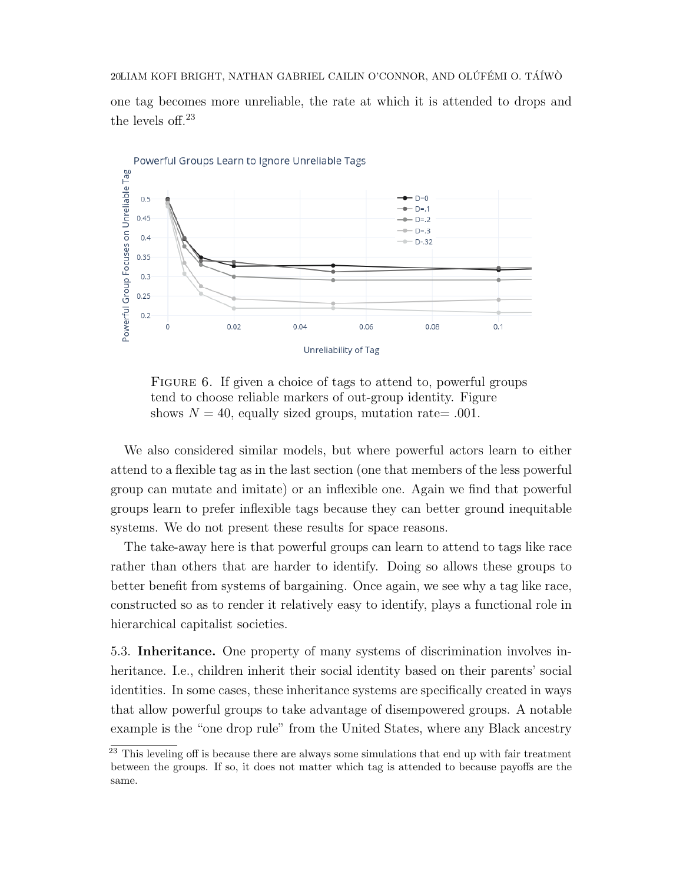one tag becomes more unreliable, the rate at which it is attended to drops and the levels off.[23]

FIGURE 6. If given a choice of tags to attend to, powerful groups tend to choose reliable markers of out-group identity. Figure shows $N = 40$, equally sized groups, mutation rate= .001.

We also considered similar models, but where powerful actors learn to either attend to a flexible tag as in the last section (one that members of the less powerful group can mutate and imitate) or an inflexible one. Again we find that powerful groups learn to prefer inflexible tags because they can better ground inequitable systems. We do not present these results for space reasons.

The take-away here is that powerful groups can learn to attend to tags like race rather than others that are harder to identify. Doing so allows these groups to better benefit from systems of bargaining. Once again, we see why a tag like race, constructed so as to render it relatively easy to identify, plays a functional role in hierarchical capitalist societies.

5.3. **Inheritance.** One property of many systems of discrimination involves inheritance. I.e., children inherit their social identity based on their parents' social identities. In some cases, these inheritance systems are specifically created in ways that allow powerful groups to take advantage of disempowered groups. A notable example is the "one drop rule" from the United States, where any Black ancestry

[23] This leveling off is because there are always some simulations that end up with fair treatment between the groups. If so, it does not matter which tag is attended to because payoffs are the same.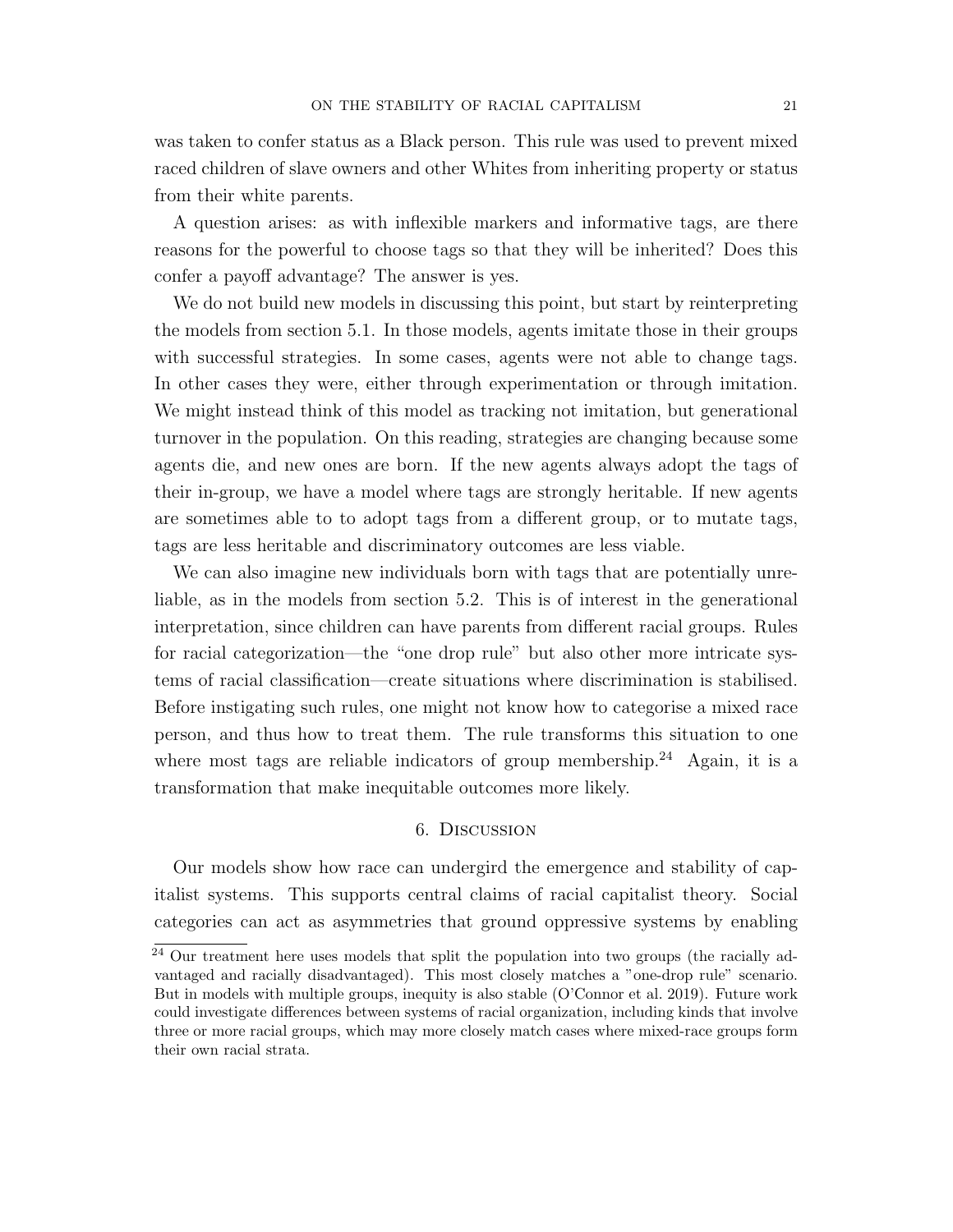was taken to confer status as a Black person. This rule was used to prevent mixed raced children of slave owners and other Whites from inheriting property or status from their white parents.

A question arises: as with inflexible markers and informative tags, are there reasons for the powerful to choose tags so that they will be inherited? Does this confer a payoff advantage? The answer is yes.

We do not build new models in discussing this point, but start by reinterpreting the models from section 5.1. In those models, agents imitate those in their groups with successful strategies. In some cases, agents were not able to change tags. In other cases they were, either through experimentation or through imitation. We might instead think of this model as tracking not imitation, but generational turnover in the population. On this reading, strategies are changing because some agents die, and new ones are born. If the new agents always adopt the tags of their in-group, we have a model where tags are strongly heritable. If new agents are sometimes able to to adopt tags from a different group, or to mutate tags, tags are less heritable and discriminatory outcomes are less viable.

We can also imagine new individuals born with tags that are potentially unreliable, as in the models from section 5.2. This is of interest in the generational interpretation, since children can have parents from different racial groups. Rules for racial categorization—the "one drop rule" but also other more intricate systems of racial classification—create situations where discrimination is stabilised. Before instigating such rules, one might not know how to categorise a mixed race person, and thus how to treat them. The rule transforms this situation to one where most tags are reliable indicators of group membership.[24] Again, it is a transformation that make inequitable outcomes more likely.

## 6. Discussion

Our models show how race can undergird the emergence and stability of capitalist systems. This supports central claims of racial capitalist theory. Social categories can act as asymmetries that ground oppressive systems by enabling

[24] Our treatment here uses models that split the population into two groups (the racially advantaged and racially disadvantaged). This most closely matches a "one-drop rule" scenario. But in models with multiple groups, inequity is also stable (O'Connor et al. 2019). Future work could investigate differences between systems of racial organization, including kinds that involve three or more racial groups, which may more closely match cases where mixed-race groups form their own racial strata.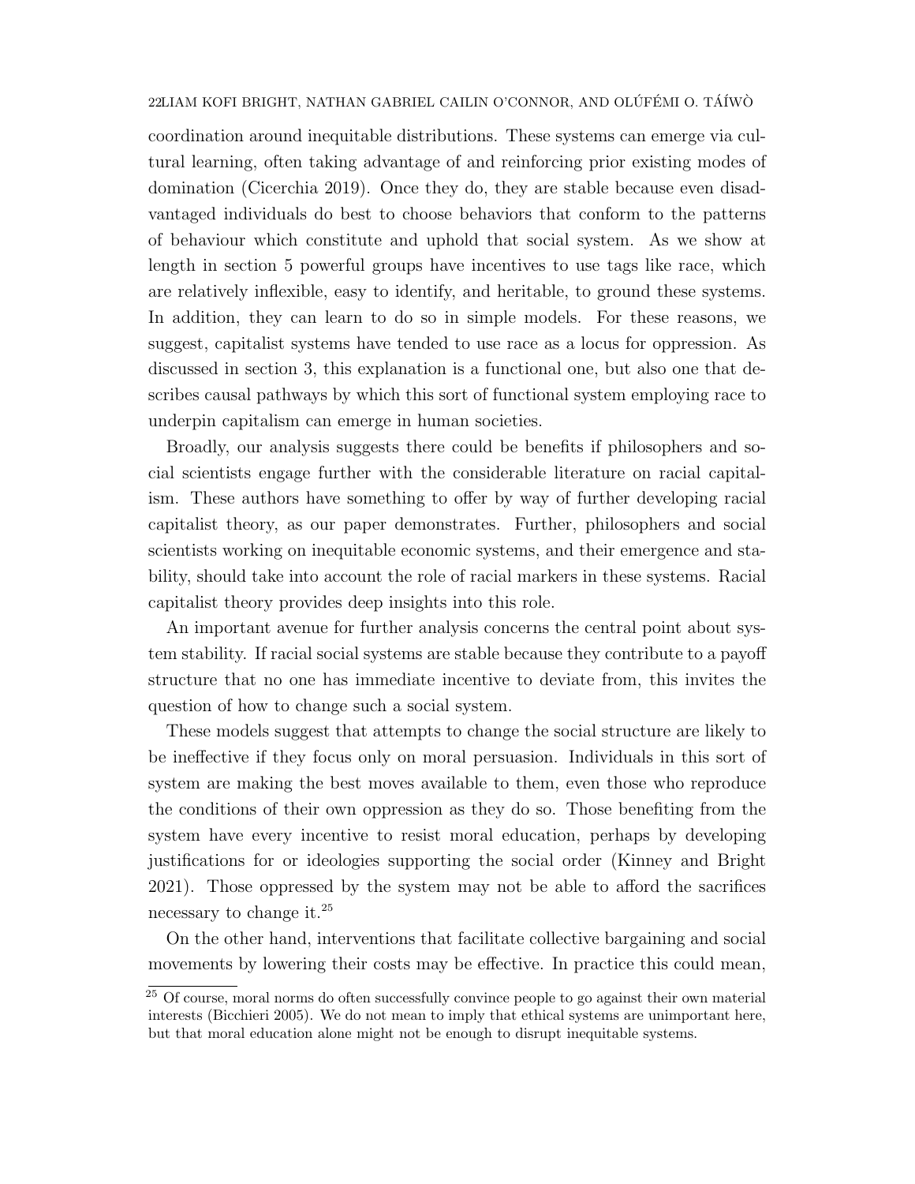coordination around inequitable distributions. These systems can emerge via cultural learning, often taking advantage of and reinforcing prior existing modes of domination (Cicerchia 2019). Once they do, they are stable because even disadvantaged individuals do best to choose behaviors that conform to the patterns of behaviour which constitute and uphold that social system. As we show at length in section 5 powerful groups have incentives to use tags like race, which are relatively inflexible, easy to identify, and heritable, to ground these systems. In addition, they can learn to do so in simple models. For these reasons, we suggest, capitalist systems have tended to use race as a locus for oppression. As discussed in section 3, this explanation is a functional one, but also one that describes causal pathways by which this sort of functional system employing race to underpin capitalism can emerge in human societies.

Broadly, our analysis suggests there could be benefits if philosophers and social scientists engage further with the considerable literature on racial capitalism. These authors have something to offer by way of further developing racial capitalist theory, as our paper demonstrates. Further, philosophers and social scientists working on inequitable economic systems, and their emergence and stability, should take into account the role of racial markers in these systems. Racial capitalist theory provides deep insights into this role.

An important avenue for further analysis concerns the central point about system stability. If racial social systems are stable because they contribute to a payoff structure that no one has immediate incentive to deviate from, this invites the question of how to change such a social system.

These models suggest that attempts to change the social structure are likely to be ineffective if they focus only on moral persuasion. Individuals in this sort of system are making the best moves available to them, even those who reproduce the conditions of their own oppression as they do so. Those benefiting from the system have every incentive to resist moral education, perhaps by developing justifications for or ideologies supporting the social order (Kinney and Bright 2021). Those oppressed by the system may not be able to afford the sacrifices necessary to change it.[25]

On the other hand, interventions that facilitate collective bargaining and social movements by lowering their costs may be effective. In practice this could mean,

[25] Of course, moral norms do often successfully convince people to go against their own material interests (Bicchieri 2005). We do not mean to imply that ethical systems are unimportant here, but that moral education alone might not be enough to disrupt inequitable systems.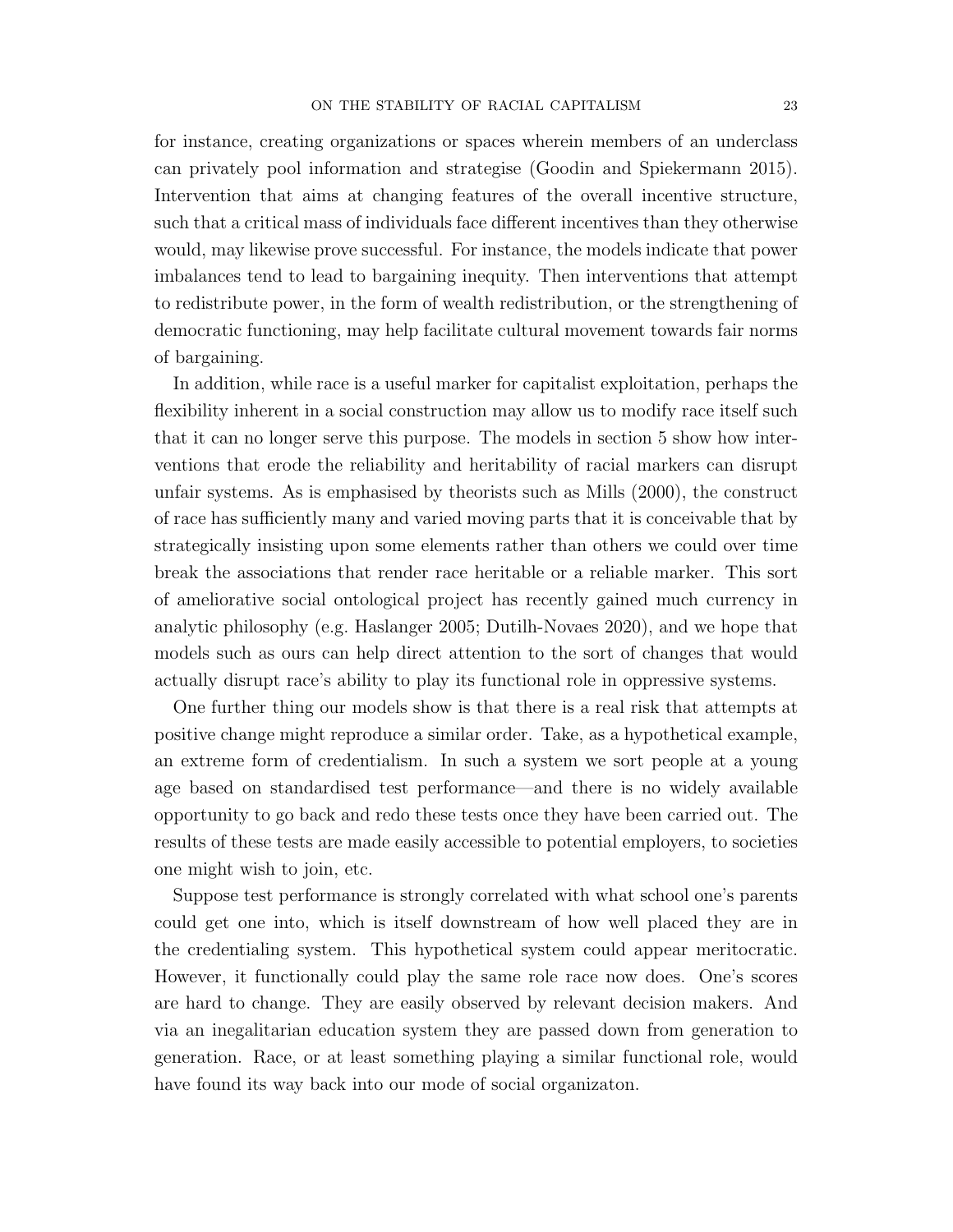for instance, creating organizations or spaces wherein members of an underclass can privately pool information and strategise (Goodin and Spiekermann 2015). Intervention that aims at changing features of the overall incentive structure, such that a critical mass of individuals face different incentives than they otherwise would, may likewise prove successful. For instance, the models indicate that power imbalances tend to lead to bargaining inequity. Then interventions that attempt to redistribute power, in the form of wealth redistribution, or the strengthening of democratic functioning, may help facilitate cultural movement towards fair norms of bargaining.

In addition, while race is a useful marker for capitalist exploitation, perhaps the flexibility inherent in a social construction may allow us to modify race itself such that it can no longer serve this purpose. The models in section 5 show how interventions that erode the reliability and heritability of racial markers can disrupt unfair systems. As is emphasised by theorists such as Mills (2000), the construct of race has sufficiently many and varied moving parts that it is conceivable that by strategically insisting upon some elements rather than others we could over time break the associations that render race heritable or a reliable marker. This sort of ameliorative social ontological project has recently gained much currency in analytic philosophy (e.g. Haslanger 2005; Dutilh-Novaes 2020), and we hope that models such as ours can help direct attention to the sort of changes that would actually disrupt race's ability to play its functional role in oppressive systems.

One further thing our models show is that there is a real risk that attempts at positive change might reproduce a similar order. Take, as a hypothetical example, an extreme form of credentialism. In such a system we sort people at a young age based on standardised test performance—and there is no widely available opportunity to go back and redo these tests once they have been carried out. The results of these tests are made easily accessible to potential employers, to societies one might wish to join, etc.

Suppose test performance is strongly correlated with what school one's parents could get one into, which is itself downstream of how well placed they are in the credentialing system. This hypothetical system could appear meritocratic. However, it functionally could play the same role race now does. One's scores are hard to change. They are easily observed by relevant decision makers. And via an inegalitarian education system they are passed down from generation to generation. Race, or at least something playing a similar functional role, would have found its way back into our mode of social organizaton.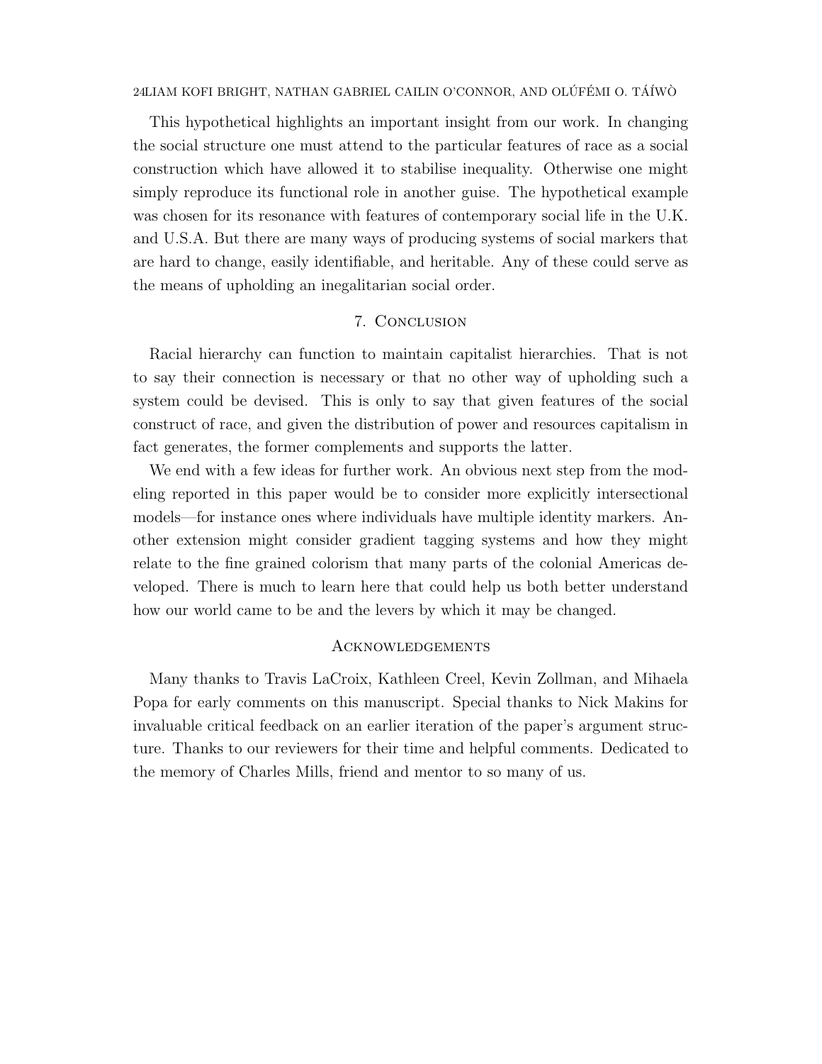This hypothetical highlights an important insight from our work. In changing the social structure one must attend to the particular features of race as a social construction which have allowed it to stabilise inequality. Otherwise one might simply reproduce its functional role in another guise. The hypothetical example was chosen for its resonance with features of contemporary social life in the U.K. and U.S.A. But there are many ways of producing systems of social markers that are hard to change, easily identifiable, and heritable. Any of these could serve as the means of upholding an inegalitarian social order.

## 7. Conclusion

Racial hierarchy can function to maintain capitalist hierarchies. That is not to say their connection is necessary or that no other way of upholding such a system could be devised. This is only to say that given features of the social construct of race, and given the distribution of power and resources capitalism in fact generates, the former complements and supports the latter.

We end with a few ideas for further work. An obvious next step from the modeling reported in this paper would be to consider more explicitly intersectional models—for instance ones where individuals have multiple identity markers. Another extension might consider gradient tagging systems and how they might relate to the fine grained colorism that many parts of the colonial Americas developed. There is much to learn here that could help us both better understand how our world came to be and the levers by which it may be changed.

## Acknowledgements

Many thanks to Travis LaCroix, Kathleen Creel, Kevin Zollman, and Mihaela Popa for early comments on this manuscript. Special thanks to Nick Makins for invaluable critical feedback on an earlier iteration of the paper's argument structure. Thanks to our reviewers for their time and helpful comments. Dedicated to the memory of Charles Mills, friend and mentor to so many of us.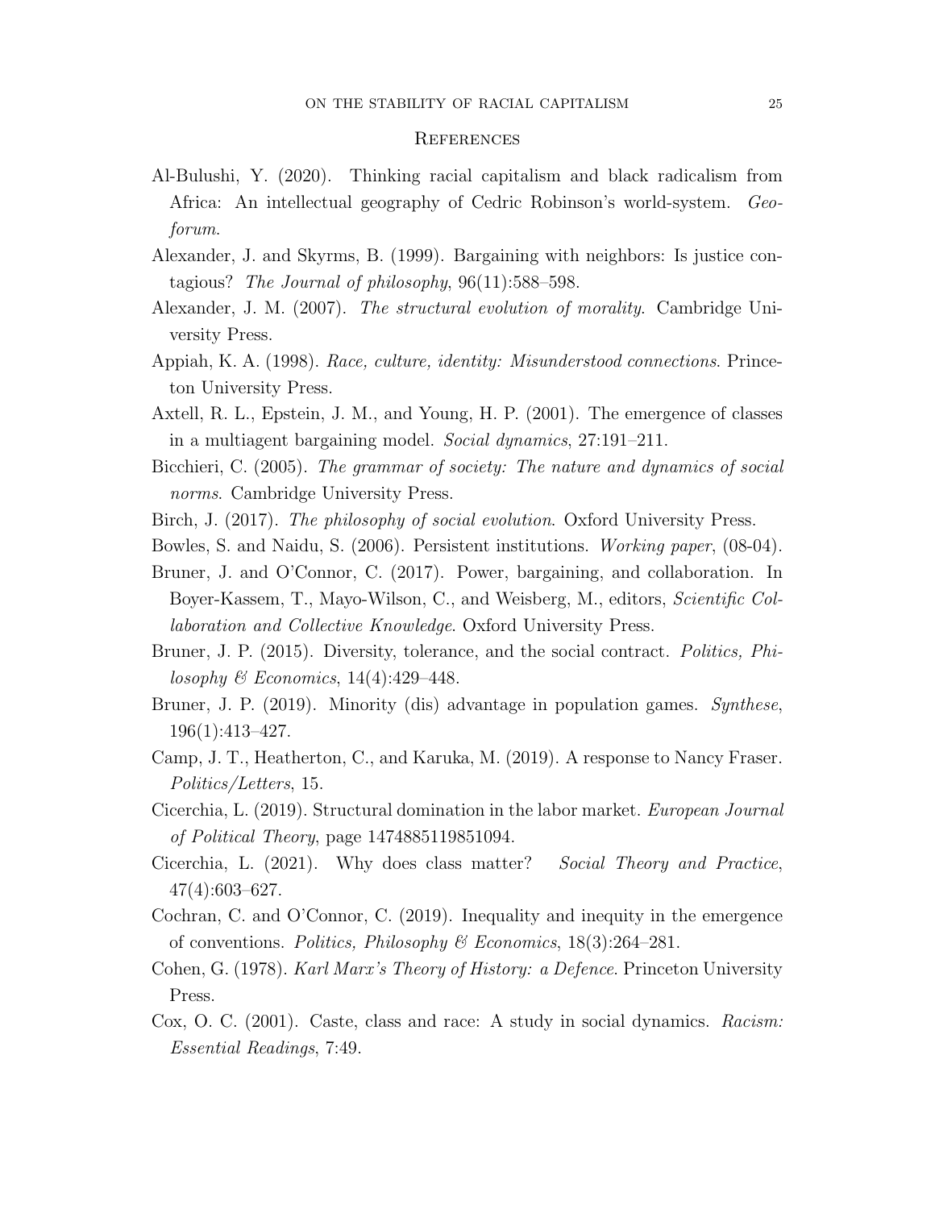## References

Al-Bulushi, Y. (2020). Thinking racial capitalism and black radicalism from Africa: An intellectual geography of Cedric Robinson's world-system. *Geoforum*.

Alexander, J. and Skyrms, B. (1999). Bargaining with neighbors: Is justice contagious? *The Journal of philosophy*, 96(11):588–598.

Alexander, J. M. (2007). *The structural evolution of morality*. Cambridge University Press.

Appiah, K. A. (1998). *Race, culture, identity: Misunderstood connections*. Princeton University Press.

Axtell, R. L., Epstein, J. M., and Young, H. P. (2001). The emergence of classes in a multiagent bargaining model. *Social dynamics*, 27:191–211.

Bicchieri, C. (2005). *The grammar of society: The nature and dynamics of social norms*. Cambridge University Press.

Birch, J. (2017). *The philosophy of social evolution*. Oxford University Press.

Bowles, S. and Naidu, S. (2006). Persistent institutions. *Working paper*, (08-04).

Bruner, J. and O'Connor, C. (2017). Power, bargaining, and collaboration. In Boyer-Kassem, T., Mayo-Wilson, C., and Weisberg, M., editors, *Scientific Collaboration and Collective Knowledge*. Oxford University Press.

Bruner, J. P. (2015). Diversity, tolerance, and the social contract. *Politics, Philosophy & Economics*, 14(4):429–448.

Bruner, J. P. (2019). Minority (dis) advantage in population games. *Synthese*, 196(1):413–427.

Camp, J. T., Heatherton, C., and Karuka, M. (2019). A response to Nancy Fraser. *Politics/Letters*, 15.

Cicerchia, L. (2019). Structural domination in the labor market. *European Journal of Political Theory*, page 1474885119851094.

Cicerchia, L. (2021). Why does class matter? *Social Theory and Practice*, 47(4):603–627.

Cochran, C. and O'Connor, C. (2019). Inequality and inequity in the emergence of conventions. *Politics, Philosophy & Economics*, 18(3):264–281.

Cohen, G. (1978). *Karl Marx's Theory of History: a Defence*. Princeton University Press.

Cox, O. C. (2001). Caste, class and race: A study in social dynamics. *Racism: Essential Readings*, 7:49.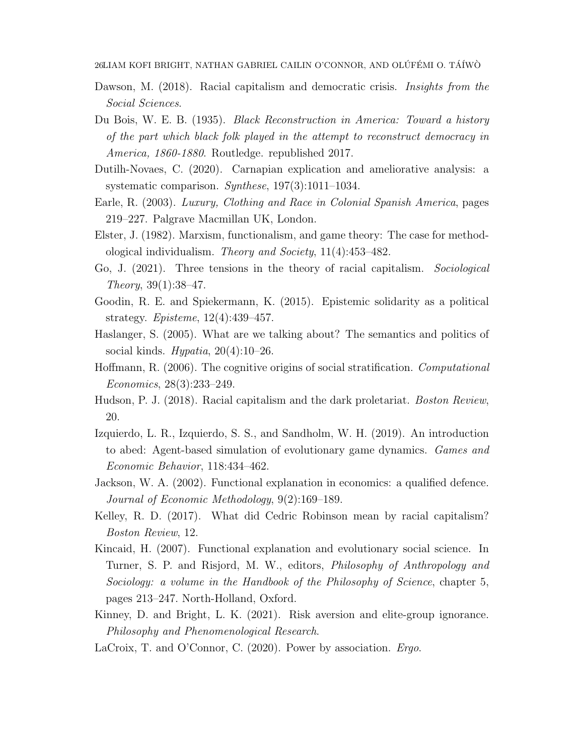Dawson, M. (2018). Racial capitalism and democratic crisis. *Insights from the Social Sciences*.

Du Bois, W. E. B. (1935). *Black Reconstruction in America: Toward a history of the part which black folk played in the attempt to reconstruct democracy in America, 1860-1880*. Routledge. republished 2017.

Dutilh-Novaes, C. (2020). Carnapian explication and ameliorative analysis: a systematic comparison. *Synthese*, 197(3):1011–1034.

Earle, R. (2003). *Luxury, Clothing and Race in Colonial Spanish America*, pages 219–227. Palgrave Macmillan UK, London.

Elster, J. (1982). Marxism, functionalism, and game theory: The case for methodological individualism. *Theory and Society*, 11(4):453–482.

Go, J. (2021). Three tensions in the theory of racial capitalism. *Sociological Theory*, 39(1):38–47.

Goodin, R. E. and Spiekermann, K. (2015). Epistemic solidarity as a political strategy. *Episteme*, 12(4):439–457.

Haslanger, S. (2005). What are we talking about? The semantics and politics of social kinds. *Hypatia*, 20(4):10–26.

Hoffmann, R. (2006). The cognitive origins of social stratification. *Computational Economics*, 28(3):233–249.

Hudson, P. J. (2018). Racial capitalism and the dark proletariat. *Boston Review*, 20.

Izquierdo, L. R., Izquierdo, S. S., and Sandholm, W. H. (2019). An introduction to abed: Agent-based simulation of evolutionary game dynamics. *Games and Economic Behavior*, 118:434–462.

Jackson, W. A. (2002). Functional explanation in economics: a qualified defence. *Journal of Economic Methodology*, 9(2):169–189.

Kelley, R. D. (2017). What did Cedric Robinson mean by racial capitalism? *Boston Review*, 12.

Kincaid, H. (2007). Functional explanation and evolutionary social science. In Turner, S. P. and Risjord, M. W., editors, *Philosophy of Anthropology and Sociology: a volume in the Handbook of the Philosophy of Science*, chapter 5, pages 213–247. North-Holland, Oxford.

Kinney, D. and Bright, L. K. (2021). Risk aversion and elite-group ignorance. *Philosophy and Phenomenological Research*.

LaCroix, T. and O'Connor, C. (2020). Power by association. *Ergo*.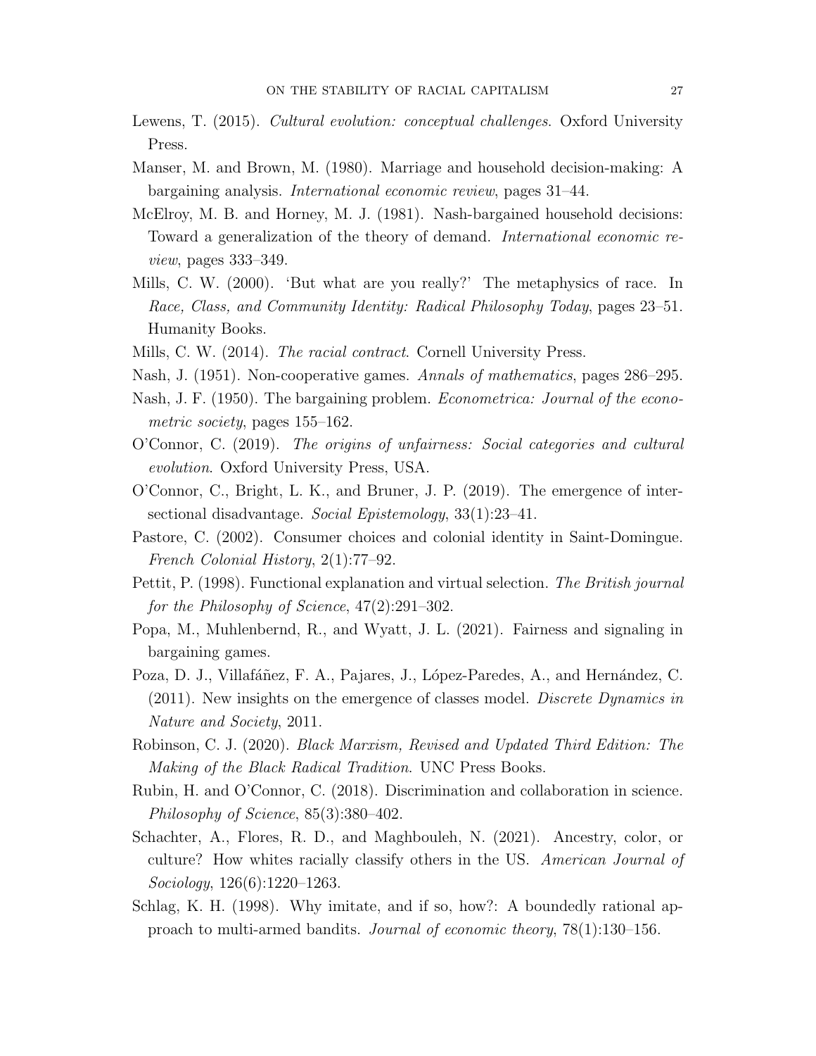Lewens, T. (2015). *Cultural evolution: conceptual challenges*. Oxford University Press.

Manser, M. and Brown, M. (1980). Marriage and household decision-making: A bargaining analysis. *International economic review*, pages 31–44.

McElroy, M. B. and Horney, M. J. (1981). Nash-bargained household decisions: Toward a generalization of the theory of demand. *International economic review*, pages 333–349.

Mills, C. W. (2000). 'But what are you really?' The metaphysics of race. In *Race, Class, and Community Identity: Radical Philosophy Today*, pages 23–51. Humanity Books.

Mills, C. W. (2014). *The racial contract*. Cornell University Press.

Nash, J. (1951). Non-cooperative games. *Annals of mathematics*, pages 286–295.

Nash, J. F. (1950). The bargaining problem. *Econometrica: Journal of the econometric society*, pages 155–162.

O'Connor, C. (2019). *The origins of unfairness: Social categories and cultural evolution*. Oxford University Press, USA.

O'Connor, C., Bright, L. K., and Bruner, J. P. (2019). The emergence of intersectional disadvantage. *Social Epistemology*, 33(1):23–41.

Pastore, C. (2002). Consumer choices and colonial identity in Saint-Domingue. *French Colonial History*, 2(1):77–92.

Pettit, P. (1998). Functional explanation and virtual selection. *The British journal for the Philosophy of Science*, 47(2):291–302.

Popa, M., Muhlenbernd, R., and Wyatt, J. L. (2021). Fairness and signaling in bargaining games.

Poza, D. J., Villafáñez, F. A., Pajares, J., López-Paredes, A., and Hernández, C. (2011). New insights on the emergence of classes model. *Discrete Dynamics in Nature and Society*, 2011.

Robinson, C. J. (2020). *Black Marxism, Revised and Updated Third Edition: The Making of the Black Radical Tradition*. UNC Press Books.

Rubin, H. and O'Connor, C. (2018). Discrimination and collaboration in science. *Philosophy of Science*, 85(3):380–402.

Schachter, A., Flores, R. D., and Maghbouleh, N. (2021). Ancestry, color, or culture? How whites racially classify others in the US. *American Journal of Sociology*, 126(6):1220–1263.

Schlag, K. H. (1998). Why imitate, and if so, how?: A boundedly rational approach to multi-armed bandits. *Journal of economic theory*, 78(1):130–156.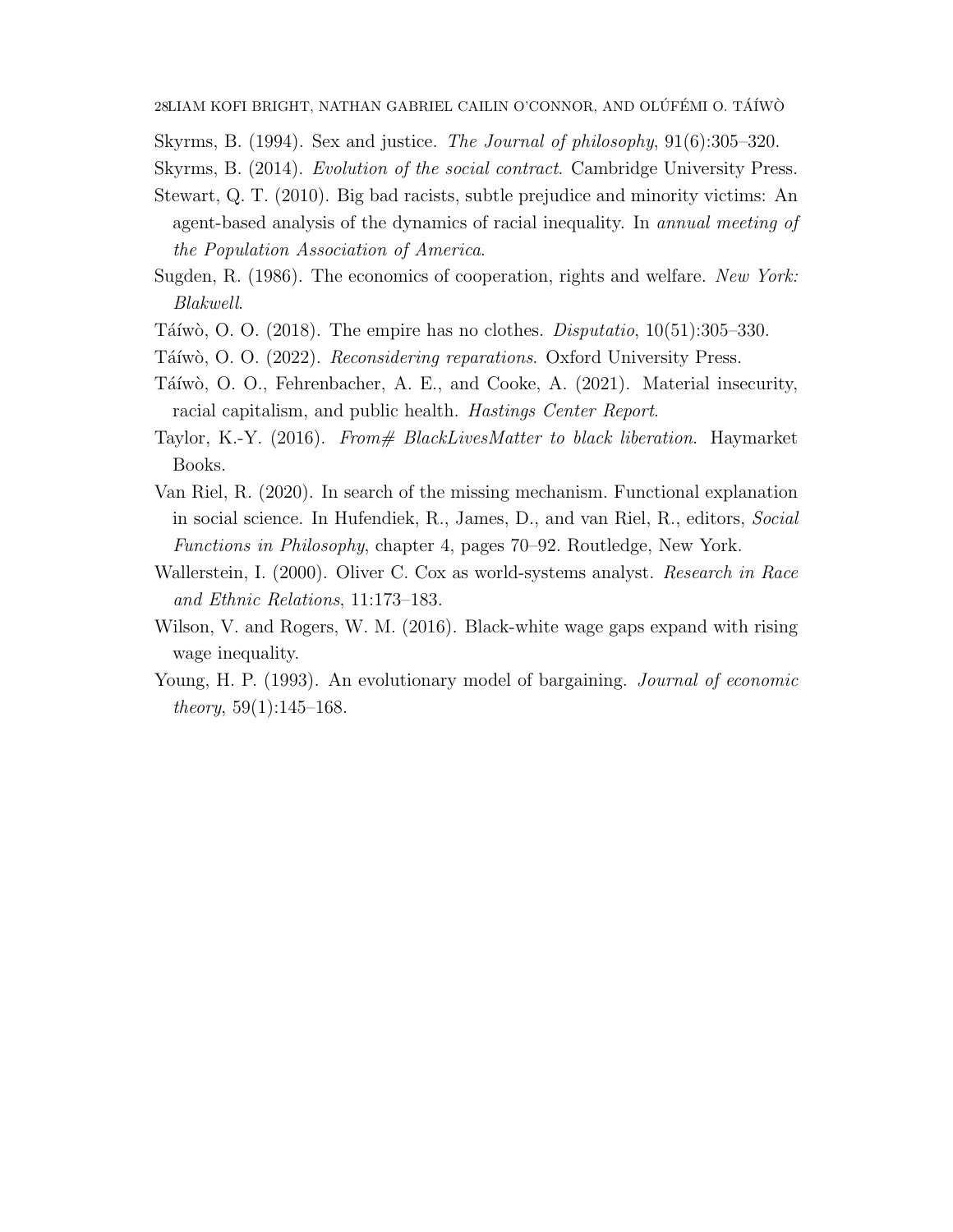Skyrms, B. (1994). Sex and justice. *The Journal of philosophy*, 91(6):305–320.

Skyrms, B. (2014). *Evolution of the social contract*. Cambridge University Press.

Stewart, Q. T. (2010). Big bad racists, subtle prejudice and minority victims: An agent-based analysis of the dynamics of racial inequality. In *annual meeting of the Population Association of America*.

Sugden, R. (1986). The economics of cooperation, rights and welfare. *New York: Blakwell*.

Táíwò, O. O. (2018). The empire has no clothes. *Disputatio*, 10(51):305–330.

Táíwò, O. O. (2022). *Reconsidering reparations*. Oxford University Press.

Táíwò, O. O., Fehrenbacher, A. E., and Cooke, A. (2021). Material insecurity, racial capitalism, and public health. *Hastings Center Report*.

Taylor, K.-Y. (2016). *From# BlackLivesMatter to black liberation*. Haymarket Books.

Van Riel, R. (2020). In search of the missing mechanism. Functional explanation in social science. In Hufendiek, R., James, D., and van Riel, R., editors, *Social Functions in Philosophy*, chapter 4, pages 70–92. Routledge, New York.

Wallerstein, I. (2000). Oliver C. Cox as world-systems analyst. *Research in Race and Ethnic Relations*, 11:173–183.

Wilson, V. and Rogers, W. M. (2016). Black-white wage gaps expand with rising wage inequality.

Young, H. P. (1993). An evolutionary model of bargaining. *Journal of economic theory*, 59(1):145–168.